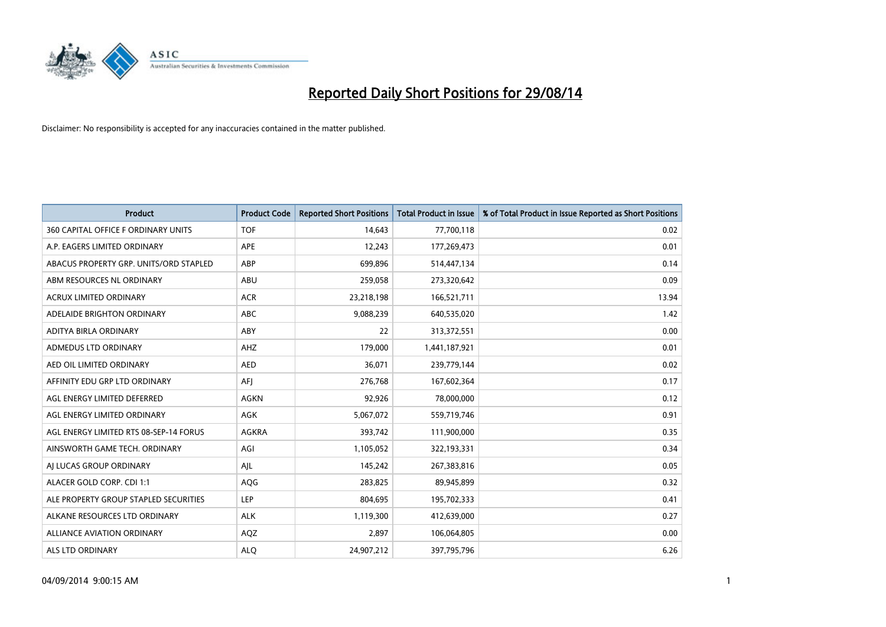# Reported Daily Short Positions for 29/08/14

Disclaimer: No responsibility is accepted for any inaccuracies contained in the matter published.

| Product | Product Code | Reported Short Positions | Total Product in Issue | % of Total Product in Issue Reported as Short Positions |
|---|---|---|---|---|
| 360 CAPITAL OFFICE F ORDINARY UNITS | TOF | 14,643 | 77,700,118 | 0.02 |
| A.P. EAGERS LIMITED ORDINARY | APE | 12,243 | 177,269,473 | 0.01 |
| ABACUS PROPERTY GRP. UNITS/ORD STAPLED | ABP | 699,896 | 514,447,134 | 0.14 |
| ABM RESOURCES NL ORDINARY | ABU | 259,058 | 273,320,642 | 0.09 |
| ACRUX LIMITED ORDINARY | ACR | 23,218,198 | 166,521,711 | 13.94 |
| ADELAIDE BRIGHTON ORDINARY | ABC | 9,088,239 | 640,535,020 | 1.42 |
| ADITYA BIRLA ORDINARY | ABY | 22 | 313,372,551 | 0.00 |
| ADMEDUS LTD ORDINARY | AHZ | 179,000 | 1,441,187,921 | 0.01 |
| AED OIL LIMITED ORDINARY | AED | 36,071 | 239,779,144 | 0.02 |
| AFFINITY EDU GRP LTD ORDINARY | AFJ | 276,768 | 167,602,364 | 0.17 |
| AGL ENERGY LIMITED DEFERRED | AGKN | 92,926 | 78,000,000 | 0.12 |
| AGL ENERGY LIMITED ORDINARY | AGK | 5,067,072 | 559,719,746 | 0.91 |
| AGL ENERGY LIMITED RTS 08-SEP-14 FORUS | AGKRA | 393,742 | 111,900,000 | 0.35 |
| AINSWORTH GAME TECH. ORDINARY | AGI | 1,105,052 | 322,193,331 | 0.34 |
| AJ LUCAS GROUP ORDINARY | AJL | 145,242 | 267,383,816 | 0.05 |
| ALACER GOLD CORP. CDI 1:1 | AQG | 283,825 | 89,945,899 | 0.32 |
| ALE PROPERTY GROUP STAPLED SECURITIES | LEP | 804,695 | 195,702,333 | 0.41 |
| ALKANE RESOURCES LTD ORDINARY | ALK | 1,119,300 | 412,639,000 | 0.27 |
| ALLIANCE AVIATION ORDINARY | AQZ | 2,897 | 106,064,805 | 0.00 |
| ALS LTD ORDINARY | ALQ | 24,907,212 | 397,795,796 | 6.26 |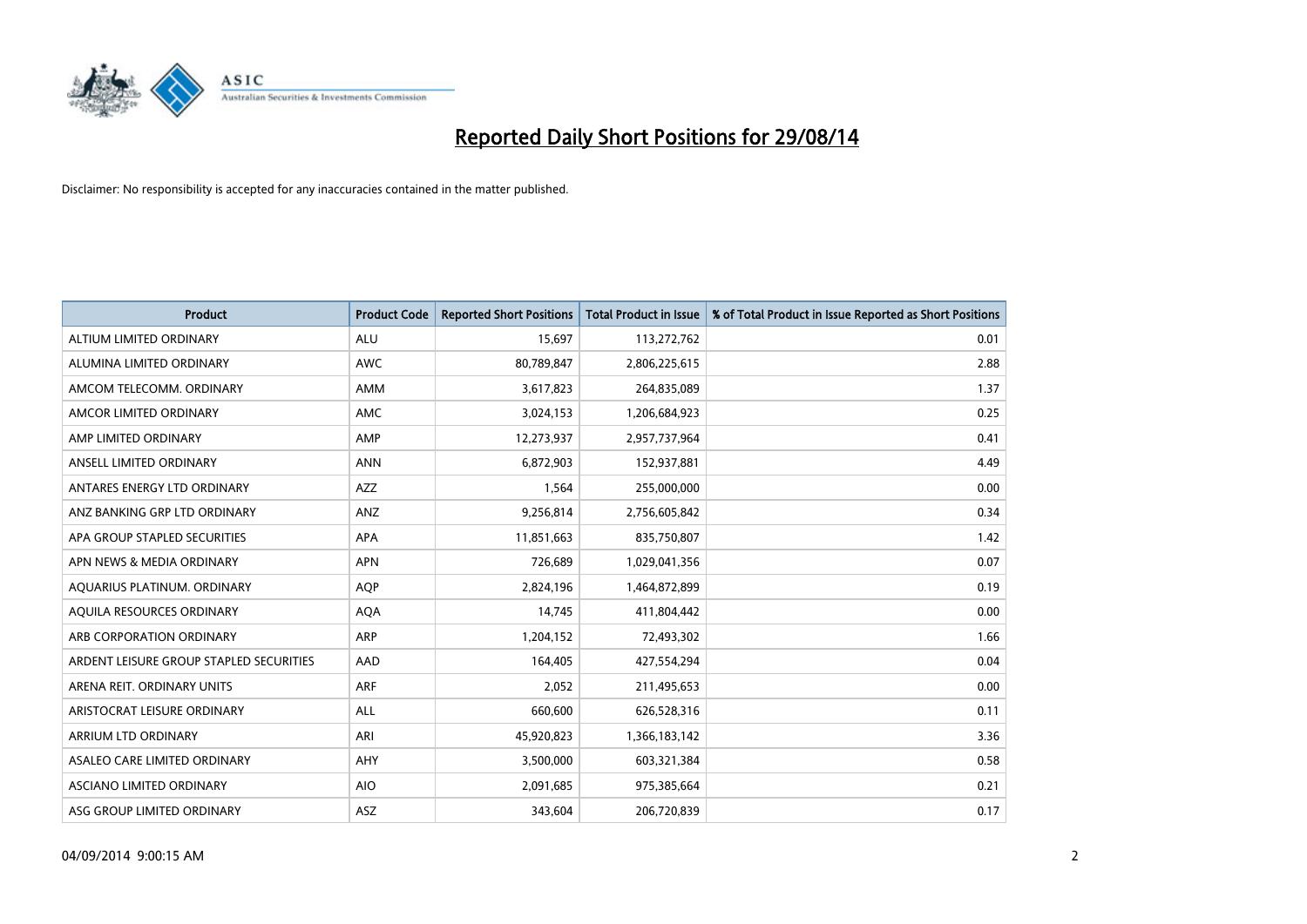# Reported Daily Short Positions for 29/08/14

Disclaimer: No responsibility is accepted for any inaccuracies contained in the matter published.

| Product | Product Code | Reported Short Positions | Total Product in Issue | % of Total Product in Issue Reported as Short Positions |
|---|---|---|---|---|
| ALTIUM LIMITED ORDINARY | ALU | 15,697 | 113,272,762 | 0.01 |
| ALUMINA LIMITED ORDINARY | AWC | 80,789,847 | 2,806,225,615 | 2.88 |
| AMCOM TELECOMM. ORDINARY | AMM | 3,617,823 | 264,835,089 | 1.37 |
| AMCOR LIMITED ORDINARY | AMC | 3,024,153 | 1,206,684,923 | 0.25 |
| AMP LIMITED ORDINARY | AMP | 12,273,937 | 2,957,737,964 | 0.41 |
| ANSELL LIMITED ORDINARY | ANN | 6,872,903 | 152,937,881 | 4.49 |
| ANTARES ENERGY LTD ORDINARY | AZZ | 1,564 | 255,000,000 | 0.00 |
| ANZ BANKING GRP LTD ORDINARY | ANZ | 9,256,814 | 2,756,605,842 | 0.34 |
| APA GROUP STAPLED SECURITIES | APA | 11,851,663 | 835,750,807 | 1.42 |
| APN NEWS & MEDIA ORDINARY | APN | 726,689 | 1,029,041,356 | 0.07 |
| AQUARIUS PLATINUM. ORDINARY | AQP | 2,824,196 | 1,464,872,899 | 0.19 |
| AQUILA RESOURCES ORDINARY | AQA | 14,745 | 411,804,442 | 0.00 |
| ARB CORPORATION ORDINARY | ARP | 1,204,152 | 72,493,302 | 1.66 |
| ARDENT LEISURE GROUP STAPLED SECURITIES | AAD | 164,405 | 427,554,294 | 0.04 |
| ARENA REIT. ORDINARY UNITS | ARF | 2,052 | 211,495,653 | 0.00 |
| ARISTOCRAT LEISURE ORDINARY | ALL | 660,600 | 626,528,316 | 0.11 |
| ARRIUM LTD ORDINARY | ARI | 45,920,823 | 1,366,183,142 | 3.36 |
| ASALEO CARE LIMITED ORDINARY | AHY | 3,500,000 | 603,321,384 | 0.58 |
| ASCIANO LIMITED ORDINARY | AIO | 2,091,685 | 975,385,664 | 0.21 |
| ASG GROUP LIMITED ORDINARY | ASZ | 343,604 | 206,720,839 | 0.17 |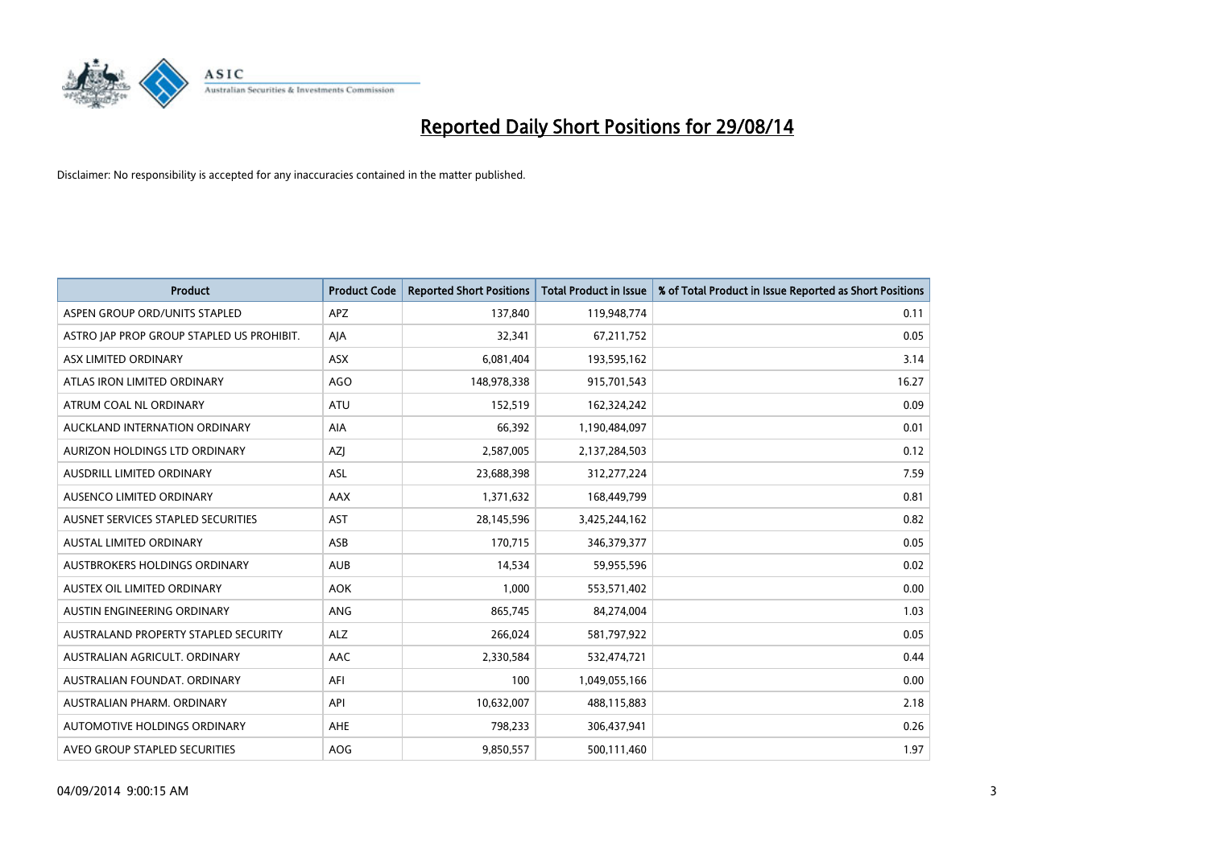# Reported Daily Short Positions for 29/08/14

Disclaimer: No responsibility is accepted for any inaccuracies contained in the matter published.

| Product | Product Code | Reported Short Positions | Total Product in Issue | % of Total Product in Issue Reported as Short Positions |
|---|---|---|---|---|
| ASPEN GROUP ORD/UNITS STAPLED | APZ | 137,840 | 119,948,774 | 0.11 |
| ASTRO JAP PROP GROUP STAPLED US PROHIBIT. | AJA | 32,341 | 67,211,752 | 0.05 |
| ASX LIMITED ORDINARY | ASX | 6,081,404 | 193,595,162 | 3.14 |
| ATLAS IRON LIMITED ORDINARY | AGO | 148,978,338 | 915,701,543 | 16.27 |
| ATRUM COAL NL ORDINARY | ATU | 152,519 | 162,324,242 | 0.09 |
| AUCKLAND INTERNATION ORDINARY | AIA | 66,392 | 1,190,484,097 | 0.01 |
| AURIZON HOLDINGS LTD ORDINARY | AZJ | 2,587,005 | 2,137,284,503 | 0.12 |
| AUSDRILL LIMITED ORDINARY | ASL | 23,688,398 | 312,277,224 | 7.59 |
| AUSENCO LIMITED ORDINARY | AAX | 1,371,632 | 168,449,799 | 0.81 |
| AUSNET SERVICES STAPLED SECURITIES | AST | 28,145,596 | 3,425,244,162 | 0.82 |
| AUSTAL LIMITED ORDINARY | ASB | 170,715 | 346,379,377 | 0.05 |
| AUSTBROKERS HOLDINGS ORDINARY | AUB | 14,534 | 59,955,596 | 0.02 |
| AUSTEX OIL LIMITED ORDINARY | AOK | 1,000 | 553,571,402 | 0.00 |
| AUSTIN ENGINEERING ORDINARY | ANG | 865,745 | 84,274,004 | 1.03 |
| AUSTRALAND PROPERTY STAPLED SECURITY | ALZ | 266,024 | 581,797,922 | 0.05 |
| AUSTRALIAN AGRICULT. ORDINARY | AAC | 2,330,584 | 532,474,721 | 0.44 |
| AUSTRALIAN FOUNDAT. ORDINARY | AFI | 100 | 1,049,055,166 | 0.00 |
| AUSTRALIAN PHARM. ORDINARY | API | 10,632,007 | 488,115,883 | 2.18 |
| AUTOMOTIVE HOLDINGS ORDINARY | AHE | 798,233 | 306,437,941 | 0.26 |
| AVEO GROUP STAPLED SECURITIES | AOG | 9,850,557 | 500,111,460 | 1.97 |

04/09/2014 9:00:15 AM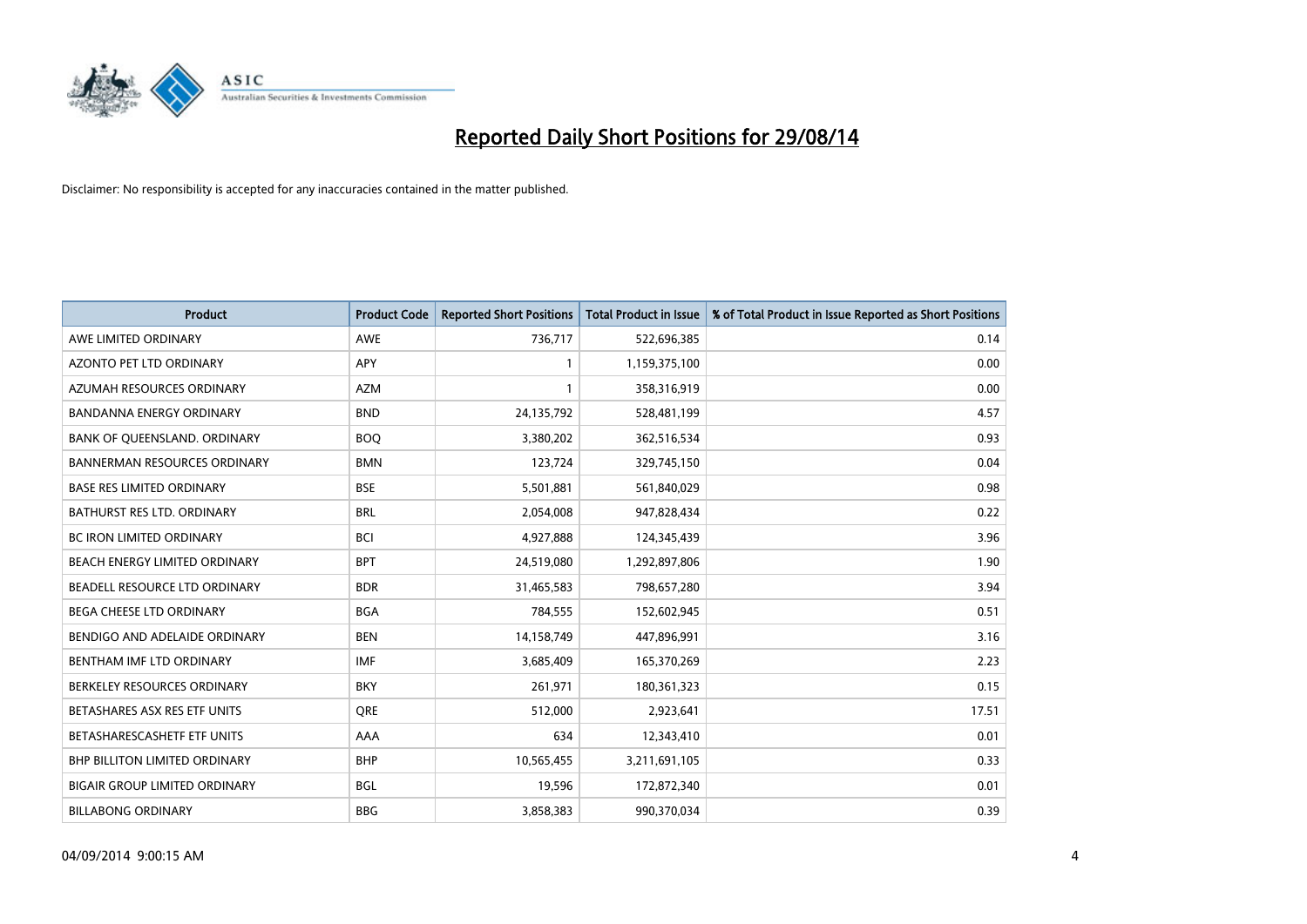# Reported Daily Short Positions for 29/08/14

Disclaimer: No responsibility is accepted for any inaccuracies contained in the matter published.

| Product | Product Code | Reported Short Positions | Total Product in Issue | % of Total Product in Issue Reported as Short Positions |
|---|---|---|---|---|
| AWE LIMITED ORDINARY | AWE | 736,717 | 522,696,385 | 0.14 |
| AZONTO PET LTD ORDINARY | APY | 1 | 1,159,375,100 | 0.00 |
| AZUMAH RESOURCES ORDINARY | AZM | 1 | 358,316,919 | 0.00 |
| BANDANNA ENERGY ORDINARY | BND | 24,135,792 | 528,481,199 | 4.57 |
| BANK OF QUEENSLAND. ORDINARY | BOQ | 3,380,202 | 362,516,534 | 0.93 |
| BANNERMAN RESOURCES ORDINARY | BMN | 123,724 | 329,745,150 | 0.04 |
| BASE RES LIMITED ORDINARY | BSE | 5,501,881 | 561,840,029 | 0.98 |
| BATHURST RES LTD. ORDINARY | BRL | 2,054,008 | 947,828,434 | 0.22 |
| BC IRON LIMITED ORDINARY | BCI | 4,927,888 | 124,345,439 | 3.96 |
| BEACH ENERGY LIMITED ORDINARY | BPT | 24,519,080 | 1,292,897,806 | 1.90 |
| BEADELL RESOURCE LTD ORDINARY | BDR | 31,465,583 | 798,657,280 | 3.94 |
| BEGA CHEESE LTD ORDINARY | BGA | 784,555 | 152,602,945 | 0.51 |
| BENDIGO AND ADELAIDE ORDINARY | BEN | 14,158,749 | 447,896,991 | 3.16 |
| BENTHAM IMF LTD ORDINARY | IMF | 3,685,409 | 165,370,269 | 2.23 |
| BERKELEY RESOURCES ORDINARY | BKY | 261,971 | 180,361,323 | 0.15 |
| BETASHARES ASX RES ETF UNITS | QRE | 512,000 | 2,923,641 | 17.51 |
| BETASHARESCASHETF ETF UNITS | AAA | 634 | 12,343,410 | 0.01 |
| BHP BILLITON LIMITED ORDINARY | BHP | 10,565,455 | 3,211,691,105 | 0.33 |
| BIGAIR GROUP LIMITED ORDINARY | BGL | 19,596 | 172,872,340 | 0.01 |
| BILLABONG ORDINARY | BBG | 3,858,383 | 990,370,034 | 0.39 |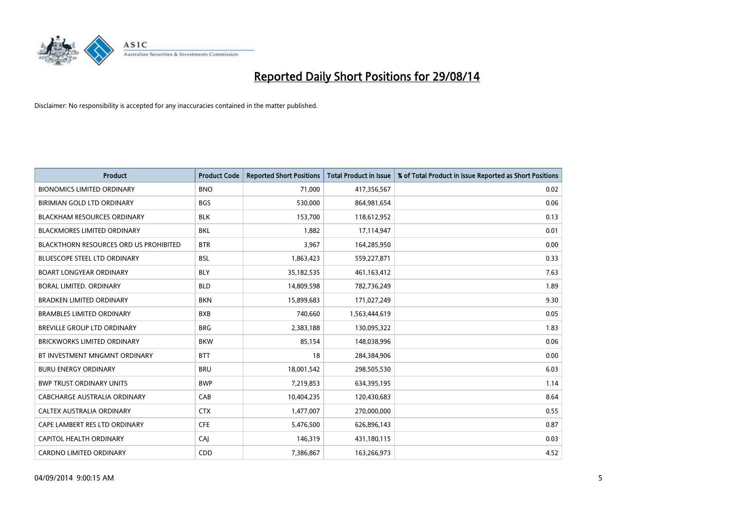# Reported Daily Short Positions for 29/08/14

Disclaimer: No responsibility is accepted for any inaccuracies contained in the matter published.

| Product | Product Code | Reported Short Positions | Total Product in Issue | % of Total Product in Issue Reported as Short Positions |
|---|---|---|---|---|
| BIONOMICS LIMITED ORDINARY | BNO | 71,000 | 417,356,567 | 0.02 |
| BIRIMIAN GOLD LTD ORDINARY | BGS | 530,000 | 864,981,654 | 0.06 |
| BLACKHAM RESOURCES ORDINARY | BLK | 153,700 | 118,612,952 | 0.13 |
| BLACKMORES LIMITED ORDINARY | BKL | 1,882 | 17,114,947 | 0.01 |
| BLACKTHORN RESOURCES ORD US PROHIBITED | BTR | 3,967 | 164,285,950 | 0.00 |
| BLUESCOPE STEEL LTD ORDINARY | BSL | 1,863,423 | 559,227,871 | 0.33 |
| BOART LONGYEAR ORDINARY | BLY | 35,182,535 | 461,163,412 | 7.63 |
| BORAL LIMITED. ORDINARY | BLD | 14,809,598 | 782,736,249 | 1.89 |
| BRADKEN LIMITED ORDINARY | BKN | 15,899,683 | 171,027,249 | 9.30 |
| BRAMBLES LIMITED ORDINARY | BXB | 740,660 | 1,563,444,619 | 0.05 |
| BREVILLE GROUP LTD ORDINARY | BRG | 2,383,188 | 130,095,322 | 1.83 |
| BRICKWORKS LIMITED ORDINARY | BKW | 85,154 | 148,038,996 | 0.06 |
| BT INVESTMENT MNGMNT ORDINARY | BTT | 18 | 284,384,906 | 0.00 |
| BURU ENERGY ORDINARY | BRU | 18,001,542 | 298,505,530 | 6.03 |
| BWP TRUST ORDINARY UNITS | BWP | 7,219,853 | 634,395,195 | 1.14 |
| CABCHARGE AUSTRALIA ORDINARY | CAB | 10,404,235 | 120,430,683 | 8.64 |
| CALTEX AUSTRALIA ORDINARY | CTX | 1,477,007 | 270,000,000 | 0.55 |
| CAPE LAMBERT RES LTD ORDINARY | CFE | 5,476,500 | 626,896,143 | 0.87 |
| CAPITOL HEALTH ORDINARY | CAJ | 146,319 | 431,180,115 | 0.03 |
| CARDNO LIMITED ORDINARY | CDD | 7,386,867 | 163,266,973 | 4.52 |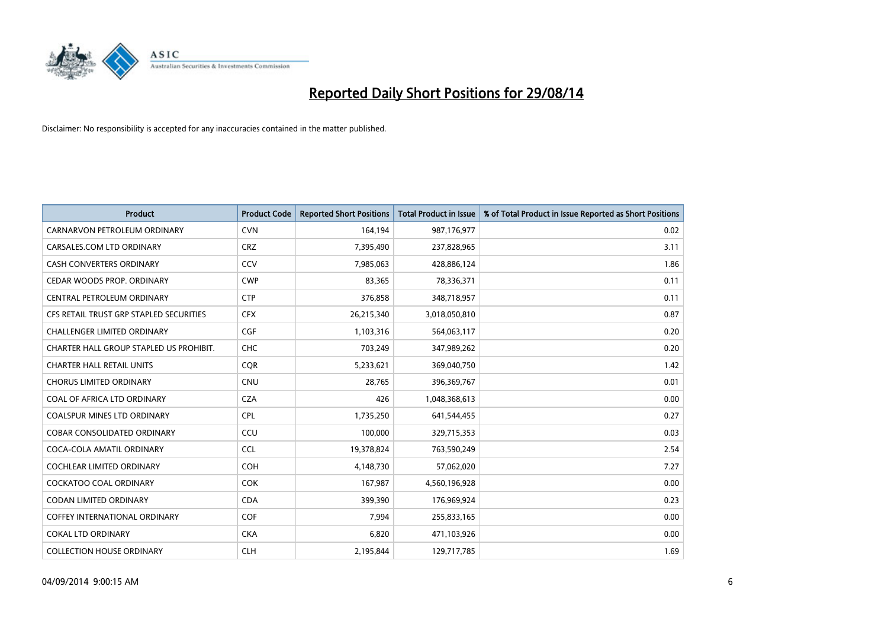# Reported Daily Short Positions for 29/08/14

Disclaimer: No responsibility is accepted for any inaccuracies contained in the matter published.

| Product | Product Code | Reported Short Positions | Total Product in Issue | % of Total Product in Issue Reported as Short Positions |
|---|---|---|---|---|
| CARNARVON PETROLEUM ORDINARY | CVN | 164,194 | 987,176,977 | 0.02 |
| CARSALES.COM LTD ORDINARY | CRZ | 7,395,490 | 237,828,965 | 3.11 |
| CASH CONVERTERS ORDINARY | CCV | 7,985,063 | 428,886,124 | 1.86 |
| CEDAR WOODS PROP. ORDINARY | CWP | 83,365 | 78,336,371 | 0.11 |
| CENTRAL PETROLEUM ORDINARY | CTP | 376,858 | 348,718,957 | 0.11 |
| CFS RETAIL TRUST GRP STAPLED SECURITIES | CFX | 26,215,340 | 3,018,050,810 | 0.87 |
| CHALLENGER LIMITED ORDINARY | CGF | 1,103,316 | 564,063,117 | 0.20 |
| CHARTER HALL GROUP STAPLED US PROHIBIT. | CHC | 703,249 | 347,989,262 | 0.20 |
| CHARTER HALL RETAIL UNITS | CQR | 5,233,621 | 369,040,750 | 1.42 |
| CHORUS LIMITED ORDINARY | CNU | 28,765 | 396,369,767 | 0.01 |
| COAL OF AFRICA LTD ORDINARY | CZA | 426 | 1,048,368,613 | 0.00 |
| COALSPUR MINES LTD ORDINARY | CPL | 1,735,250 | 641,544,455 | 0.27 |
| COBAR CONSOLIDATED ORDINARY | CCU | 100,000 | 329,715,353 | 0.03 |
| COCA-COLA AMATIL ORDINARY | CCL | 19,378,824 | 763,590,249 | 2.54 |
| COCHLEAR LIMITED ORDINARY | COH | 4,148,730 | 57,062,020 | 7.27 |
| COCKATOO COAL ORDINARY | COK | 167,987 | 4,560,196,928 | 0.00 |
| CODAN LIMITED ORDINARY | CDA | 399,390 | 176,969,924 | 0.23 |
| COFFEY INTERNATIONAL ORDINARY | COF | 7,994 | 255,833,165 | 0.00 |
| COKAL LTD ORDINARY | CKA | 6,820 | 471,103,926 | 0.00 |
| COLLECTION HOUSE ORDINARY | CLH | 2,195,844 | 129,717,785 | 1.69 |

04/09/2014 9:00:15 AM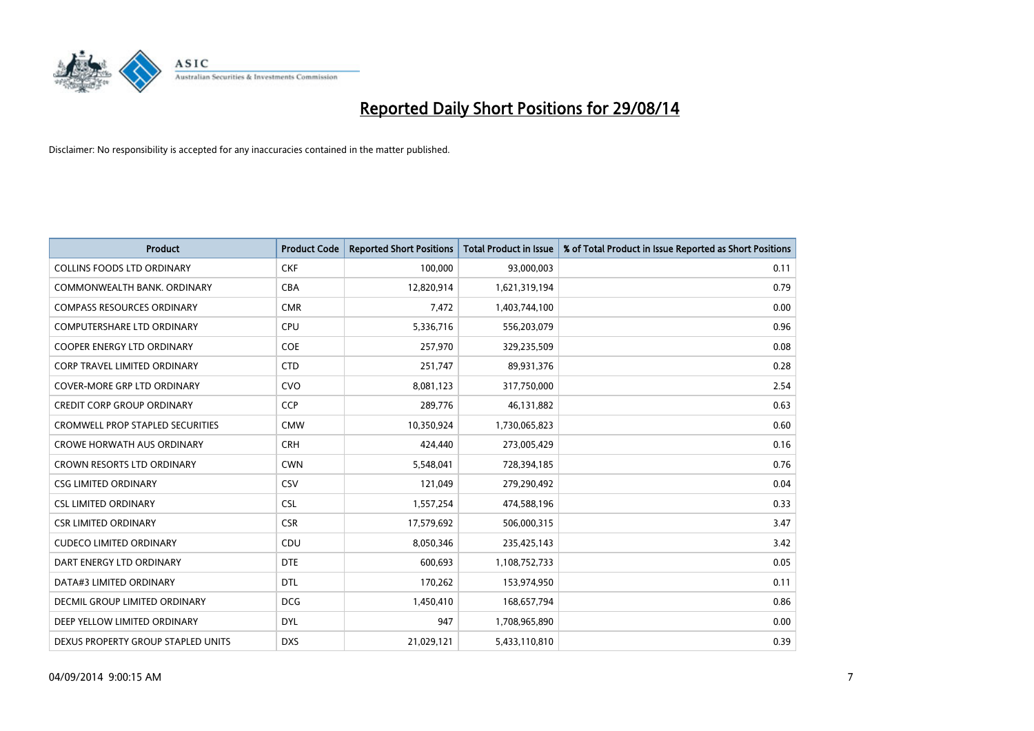# Reported Daily Short Positions for 29/08/14

Disclaimer: No responsibility is accepted for any inaccuracies contained in the matter published.

| Product | Product Code | Reported Short Positions | Total Product in Issue | % of Total Product in Issue Reported as Short Positions |
|---|---|---|---|---|
| COLLINS FOODS LTD ORDINARY | CKF | 100,000 | 93,000,003 | 0.11 |
| COMMONWEALTH BANK. ORDINARY | CBA | 12,820,914 | 1,621,319,194 | 0.79 |
| COMPASS RESOURCES ORDINARY | CMR | 7,472 | 1,403,744,100 | 0.00 |
| COMPUTERSHARE LTD ORDINARY | CPU | 5,336,716 | 556,203,079 | 0.96 |
| COOPER ENERGY LTD ORDINARY | COE | 257,970 | 329,235,509 | 0.08 |
| CORP TRAVEL LIMITED ORDINARY | CTD | 251,747 | 89,931,376 | 0.28 |
| COVER-MORE GRP LTD ORDINARY | CVO | 8,081,123 | 317,750,000 | 2.54 |
| CREDIT CORP GROUP ORDINARY | CCP | 289,776 | 46,131,882 | 0.63 |
| CROMWELL PROP STAPLED SECURITIES | CMW | 10,350,924 | 1,730,065,823 | 0.60 |
| CROWE HORWATH AUS ORDINARY | CRH | 424,440 | 273,005,429 | 0.16 |
| CROWN RESORTS LTD ORDINARY | CWN | 5,548,041 | 728,394,185 | 0.76 |
| CSG LIMITED ORDINARY | CSV | 121,049 | 279,290,492 | 0.04 |
| CSL LIMITED ORDINARY | CSL | 1,557,254 | 474,588,196 | 0.33 |
| CSR LIMITED ORDINARY | CSR | 17,579,692 | 506,000,315 | 3.47 |
| CUDECO LIMITED ORDINARY | CDU | 8,050,346 | 235,425,143 | 3.42 |
| DART ENERGY LTD ORDINARY | DTE | 600,693 | 1,108,752,733 | 0.05 |
| DATA#3 LIMITED ORDINARY | DTL | 170,262 | 153,974,950 | 0.11 |
| DECMIL GROUP LIMITED ORDINARY | DCG | 1,450,410 | 168,657,794 | 0.86 |
| DEEP YELLOW LIMITED ORDINARY | DYL | 947 | 1,708,965,890 | 0.00 |
| DEXUS PROPERTY GROUP STAPLED UNITS | DXS | 21,029,121 | 5,433,110,810 | 0.39 |

04/09/2014 9:00:15 AM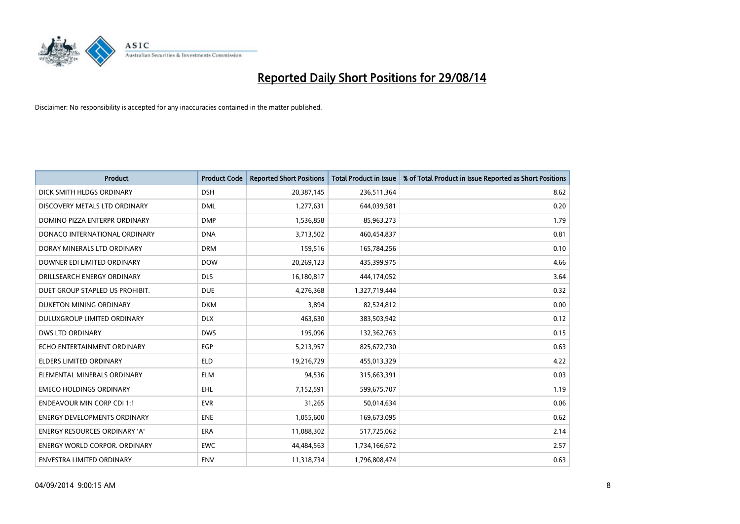# Reported Daily Short Positions for 29/08/14

Disclaimer: No responsibility is accepted for any inaccuracies contained in the matter published.

| Product | Product Code | Reported Short Positions | Total Product in Issue | % of Total Product in Issue Reported as Short Positions |
|---|---|---|---|---|
| DICK SMITH HLDGS ORDINARY | DSH | 20,387,145 | 236,511,364 | 8.62 |
| DISCOVERY METALS LTD ORDINARY | DML | 1,277,631 | 644,039,581 | 0.20 |
| DOMINO PIZZA ENTERPR ORDINARY | DMP | 1,536,858 | 85,963,273 | 1.79 |
| DONACO INTERNATIONAL ORDINARY | DNA | 3,713,502 | 460,454,837 | 0.81 |
| DORAY MINERALS LTD ORDINARY | DRM | 159,516 | 165,784,256 | 0.10 |
| DOWNER EDI LIMITED ORDINARY | DOW | 20,269,123 | 435,399,975 | 4.66 |
| DRILLSEARCH ENERGY ORDINARY | DLS | 16,180,817 | 444,174,052 | 3.64 |
| DUET GROUP STAPLED US PROHIBIT. | DUE | 4,276,368 | 1,327,719,444 | 0.32 |
| DUKETON MINING ORDINARY | DKM | 3,894 | 82,524,812 | 0.00 |
| DULUXGROUP LIMITED ORDINARY | DLX | 463,630 | 383,503,942 | 0.12 |
| DWS LTD ORDINARY | DWS | 195,096 | 132,362,763 | 0.15 |
| ECHO ENTERTAINMENT ORDINARY | EGP | 5,213,957 | 825,672,730 | 0.63 |
| ELDERS LIMITED ORDINARY | ELD | 19,216,729 | 455,013,329 | 4.22 |
| ELEMENTAL MINERALS ORDINARY | ELM | 94,536 | 315,663,391 | 0.03 |
| EMECO HOLDINGS ORDINARY | EHL | 7,152,591 | 599,675,707 | 1.19 |
| ENDEAVOUR MIN CORP CDI 1:1 | EVR | 31,265 | 50,014,634 | 0.06 |
| ENERGY DEVELOPMENTS ORDINARY | ENE | 1,055,600 | 169,673,095 | 0.62 |
| ENERGY RESOURCES ORDINARY 'A' | ERA | 11,088,302 | 517,725,062 | 2.14 |
| ENERGY WORLD CORPOR. ORDINARY | EWC | 44,484,563 | 1,734,166,672 | 2.57 |
| ENVESTRA LIMITED ORDINARY | ENV | 11,318,734 | 1,796,808,474 | 0.63 |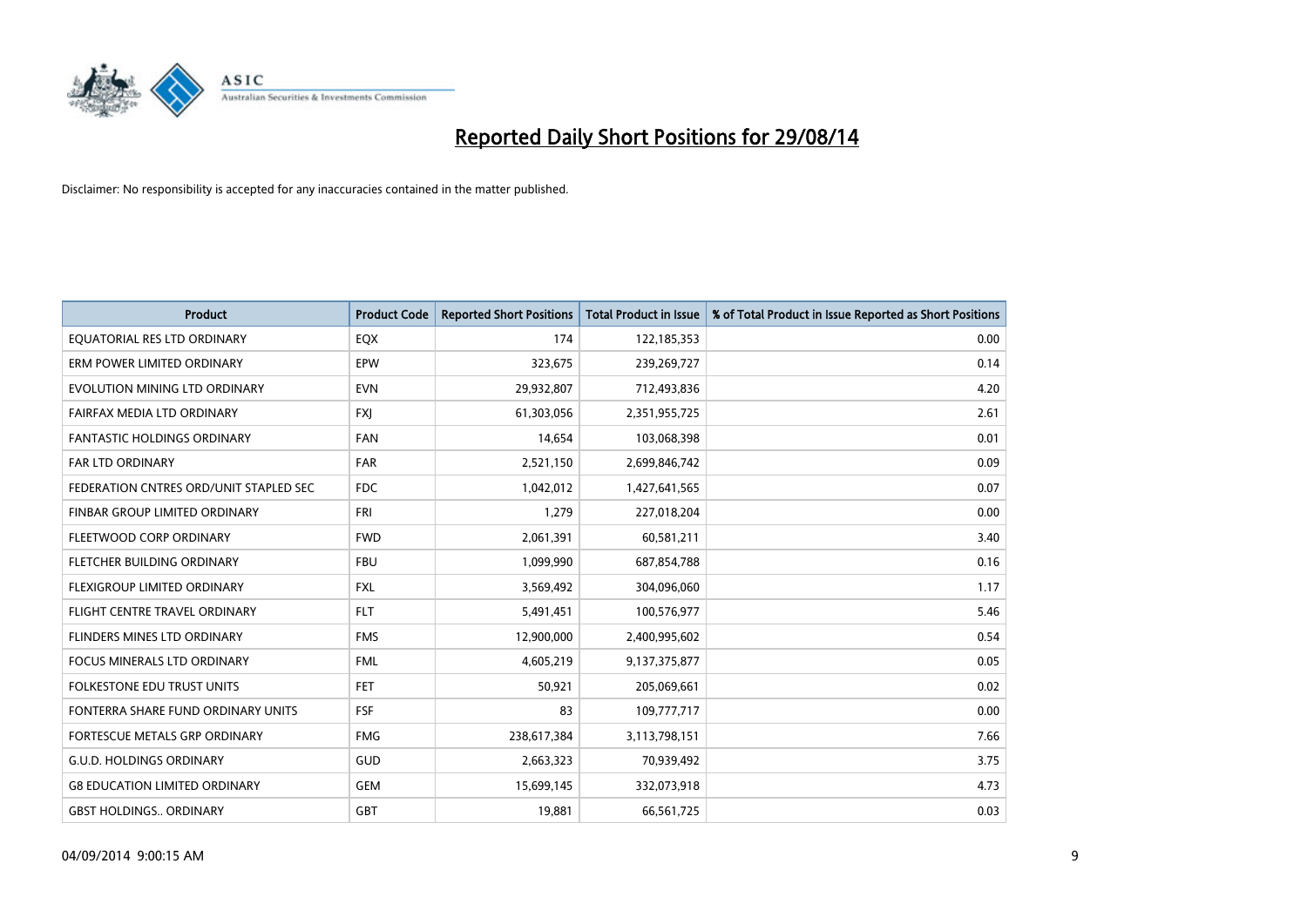# Reported Daily Short Positions for 29/08/14

Disclaimer: No responsibility is accepted for any inaccuracies contained in the matter published.

| Product | Product Code | Reported Short Positions | Total Product in Issue | % of Total Product in Issue Reported as Short Positions |
|---|---|---|---|---|
| EQUATORIAL RES LTD ORDINARY | EQX | 174 | 122,185,353 | 0.00 |
| ERM POWER LIMITED ORDINARY | EPW | 323,675 | 239,269,727 | 0.14 |
| EVOLUTION MINING LTD ORDINARY | EVN | 29,932,807 | 712,493,836 | 4.20 |
| FAIRFAX MEDIA LTD ORDINARY | FXJ | 61,303,056 | 2,351,955,725 | 2.61 |
| FANTASTIC HOLDINGS ORDINARY | FAN | 14,654 | 103,068,398 | 0.01 |
| FAR LTD ORDINARY | FAR | 2,521,150 | 2,699,846,742 | 0.09 |
| FEDERATION CNTRES ORD/UNIT STAPLED SEC | FDC | 1,042,012 | 1,427,641,565 | 0.07 |
| FINBAR GROUP LIMITED ORDINARY | FRI | 1,279 | 227,018,204 | 0.00 |
| FLEETWOOD CORP ORDINARY | FWD | 2,061,391 | 60,581,211 | 3.40 |
| FLETCHER BUILDING ORDINARY | FBU | 1,099,990 | 687,854,788 | 0.16 |
| FLEXIGROUP LIMITED ORDINARY | FXL | 3,569,492 | 304,096,060 | 1.17 |
| FLIGHT CENTRE TRAVEL ORDINARY | FLT | 5,491,451 | 100,576,977 | 5.46 |
| FLINDERS MINES LTD ORDINARY | FMS | 12,900,000 | 2,400,995,602 | 0.54 |
| FOCUS MINERALS LTD ORDINARY | FML | 4,605,219 | 9,137,375,877 | 0.05 |
| FOLKESTONE EDU TRUST UNITS | FET | 50,921 | 205,069,661 | 0.02 |
| FONTERRA SHARE FUND ORDINARY UNITS | FSF | 83 | 109,777,717 | 0.00 |
| FORTESCUE METALS GRP ORDINARY | FMG | 238,617,384 | 3,113,798,151 | 7.66 |
| G.U.D. HOLDINGS ORDINARY | GUD | 2,663,323 | 70,939,492 | 3.75 |
| G8 EDUCATION LIMITED ORDINARY | GEM | 15,699,145 | 332,073,918 | 4.73 |
| GBST HOLDINGS.. ORDINARY | GBT | 19,881 | 66,561,725 | 0.03 |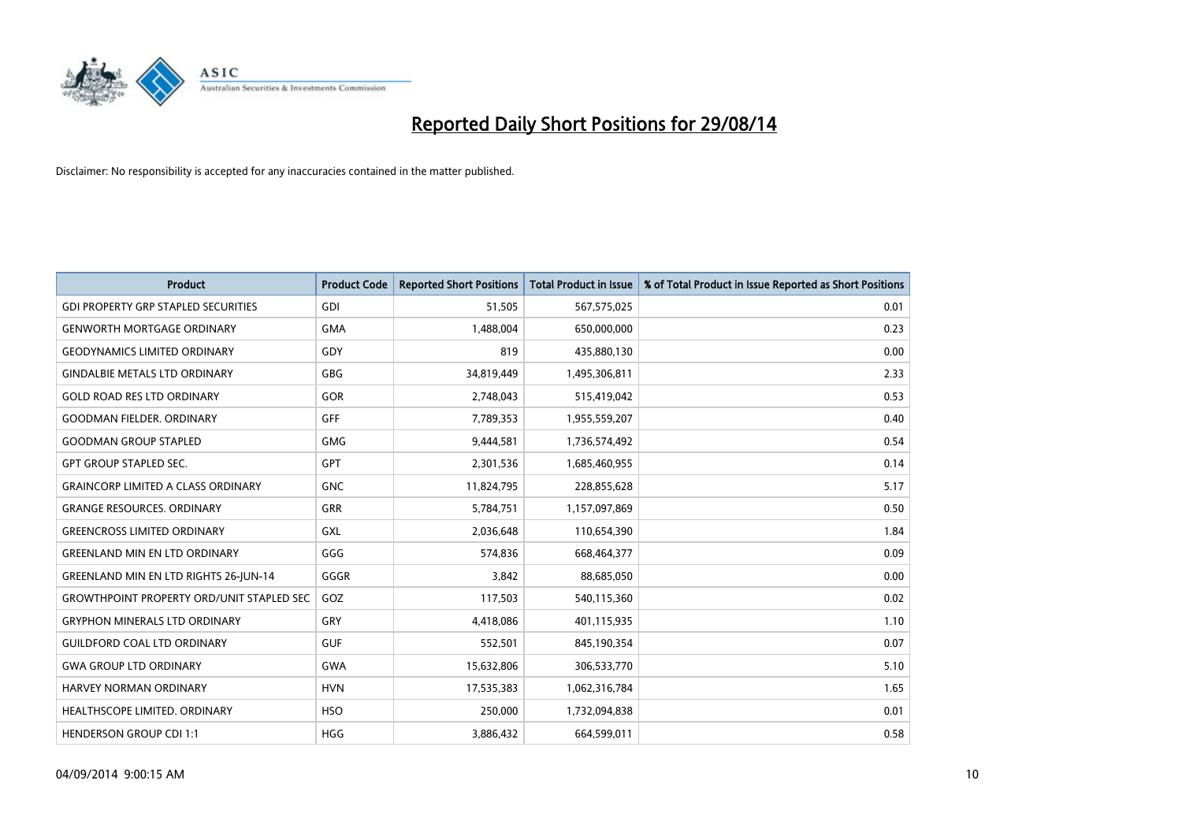# Reported Daily Short Positions for 29/08/14

Disclaimer: No responsibility is accepted for any inaccuracies contained in the matter published.

| Product | Product Code | Reported Short Positions | Total Product in Issue | % of Total Product in Issue Reported as Short Positions |
|---|---|---|---|---|
| GDI PROPERTY GRP STAPLED SECURITIES | GDI | 51,505 | 567,575,025 | 0.01 |
| GENWORTH MORTGAGE ORDINARY | GMA | 1,488,004 | 650,000,000 | 0.23 |
| GEODYNAMICS LIMITED ORDINARY | GDY | 819 | 435,880,130 | 0.00 |
| GINDALBIE METALS LTD ORDINARY | GBG | 34,819,449 | 1,495,306,811 | 2.33 |
| GOLD ROAD RES LTD ORDINARY | GOR | 2,748,043 | 515,419,042 | 0.53 |
| GOODMAN FIELDER. ORDINARY | GFF | 7,789,353 | 1,955,559,207 | 0.40 |
| GOODMAN GROUP STAPLED | GMG | 9,444,581 | 1,736,574,492 | 0.54 |
| GPT GROUP STAPLED SEC. | GPT | 2,301,536 | 1,685,460,955 | 0.14 |
| GRAINCORP LIMITED A CLASS ORDINARY | GNC | 11,824,795 | 228,855,628 | 5.17 |
| GRANGE RESOURCES. ORDINARY | GRR | 5,784,751 | 1,157,097,869 | 0.50 |
| GREENCROSS LIMITED ORDINARY | GXL | 2,036,648 | 110,654,390 | 1.84 |
| GREENLAND MIN EN LTD ORDINARY | GGG | 574,836 | 668,464,377 | 0.09 |
| GREENLAND MIN EN LTD RIGHTS 26-JUN-14 | GGGR | 3,842 | 88,685,050 | 0.00 |
| GROWTHPOINT PROPERTY ORD/UNIT STAPLED SEC | GOZ | 117,503 | 540,115,360 | 0.02 |
| GRYPHON MINERALS LTD ORDINARY | GRY | 4,418,086 | 401,115,935 | 1.10 |
| GUILDFORD COAL LTD ORDINARY | GUF | 552,501 | 845,190,354 | 0.07 |
| GWA GROUP LTD ORDINARY | GWA | 15,632,806 | 306,533,770 | 5.10 |
| HARVEY NORMAN ORDINARY | HVN | 17,535,383 | 1,062,316,784 | 1.65 |
| HEALTHSCOPE LIMITED. ORDINARY | HSO | 250,000 | 1,732,094,838 | 0.01 |
| HENDERSON GROUP CDI 1:1 | HGG | 3,886,432 | 664,599,011 | 0.58 |

04/09/2014 9:00:15 AM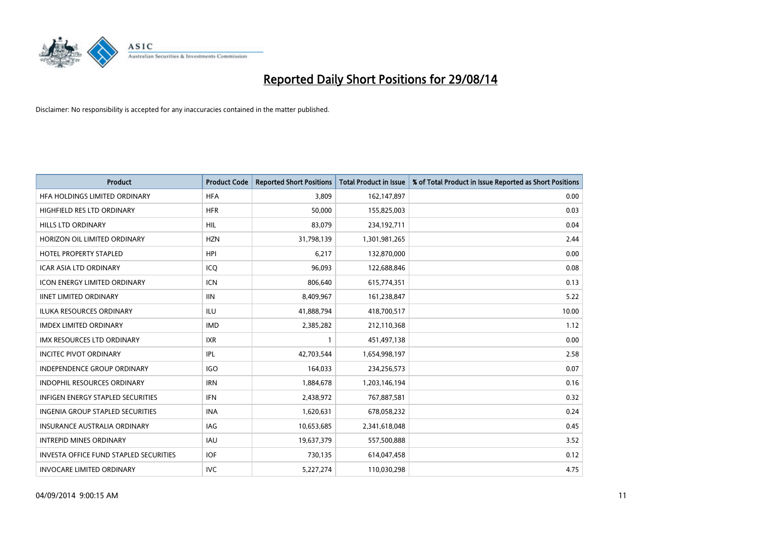# Reported Daily Short Positions for 29/08/14

Disclaimer: No responsibility is accepted for any inaccuracies contained in the matter published.

| Product | Product Code | Reported Short Positions | Total Product in Issue | % of Total Product in Issue Reported as Short Positions |
|---|---|---|---|---|
| HFA HOLDINGS LIMITED ORDINARY | HFA | 3,809 | 162,147,897 | 0.00 |
| HIGHFIELD RES LTD ORDINARY | HFR | 50,000 | 155,825,003 | 0.03 |
| HILLS LTD ORDINARY | HIL | 83,079 | 234,192,711 | 0.04 |
| HORIZON OIL LIMITED ORDINARY | HZN | 31,798,139 | 1,301,981,265 | 2.44 |
| HOTEL PROPERTY STAPLED | HPI | 6,217 | 132,870,000 | 0.00 |
| ICAR ASIA LTD ORDINARY | ICQ | 96,093 | 122,688,846 | 0.08 |
| ICON ENERGY LIMITED ORDINARY | ICN | 806,640 | 615,774,351 | 0.13 |
| IINET LIMITED ORDINARY | IIN | 8,409,967 | 161,238,847 | 5.22 |
| ILUKA RESOURCES ORDINARY | ILU | 41,888,794 | 418,700,517 | 10.00 |
| IMDEX LIMITED ORDINARY | IMD | 2,385,282 | 212,110,368 | 1.12 |
| IMX RESOURCES LTD ORDINARY | IXR | 1 | 451,497,138 | 0.00 |
| INCITEC PIVOT ORDINARY | IPL | 42,703,544 | 1,654,998,197 | 2.58 |
| INDEPENDENCE GROUP ORDINARY | IGO | 164,033 | 234,256,573 | 0.07 |
| INDOPHIL RESOURCES ORDINARY | IRN | 1,884,678 | 1,203,146,194 | 0.16 |
| INFIGEN ENERGY STAPLED SECURITIES | IFN | 2,438,972 | 767,887,581 | 0.32 |
| INGENIA GROUP STAPLED SECURITIES | INA | 1,620,631 | 678,058,232 | 0.24 |
| INSURANCE AUSTRALIA ORDINARY | IAG | 10,653,685 | 2,341,618,048 | 0.45 |
| INTREPID MINES ORDINARY | IAU | 19,637,379 | 557,500,888 | 3.52 |
| INVESTA OFFICE FUND STAPLED SECURITIES | IOF | 730,135 | 614,047,458 | 0.12 |
| INVOCARE LIMITED ORDINARY | IVC | 5,227,274 | 110,030,298 | 4.75 |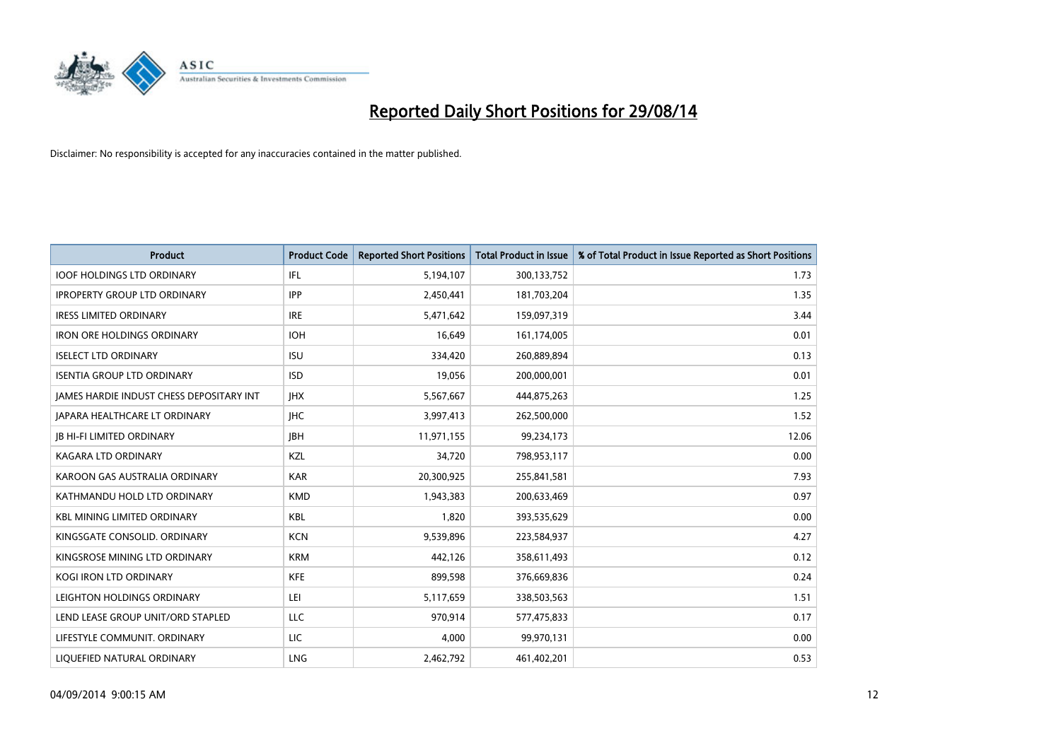# Reported Daily Short Positions for 29/08/14

Disclaimer: No responsibility is accepted for any inaccuracies contained in the matter published.

| Product | Product Code | Reported Short Positions | Total Product in Issue | % of Total Product in Issue Reported as Short Positions |
|---|---|---|---|---|
| IOOF HOLDINGS LTD ORDINARY | IFL | 5,194,107 | 300,133,752 | 1.73 |
| IPROPERTY GROUP LTD ORDINARY | IPP | 2,450,441 | 181,703,204 | 1.35 |
| IRESS LIMITED ORDINARY | IRE | 5,471,642 | 159,097,319 | 3.44 |
| IRON ORE HOLDINGS ORDINARY | IOH | 16,649 | 161,174,005 | 0.01 |
| ISELECT LTD ORDINARY | ISU | 334,420 | 260,889,894 | 0.13 |
| ISENTIA GROUP LTD ORDINARY | ISD | 19,056 | 200,000,001 | 0.01 |
| JAMES HARDIE INDUST CHESS DEPOSITARY INT | JHX | 5,567,667 | 444,875,263 | 1.25 |
| JAPARA HEALTHCARE LT ORDINARY | JHC | 3,997,413 | 262,500,000 | 1.52 |
| JB HI-FI LIMITED ORDINARY | JBH | 11,971,155 | 99,234,173 | 12.06 |
| KAGARA LTD ORDINARY | KZL | 34,720 | 798,953,117 | 0.00 |
| KAROON GAS AUSTRALIA ORDINARY | KAR | 20,300,925 | 255,841,581 | 7.93 |
| KATHMANDU HOLD LTD ORDINARY | KMD | 1,943,383 | 200,633,469 | 0.97 |
| KBL MINING LIMITED ORDINARY | KBL | 1,820 | 393,535,629 | 0.00 |
| KINGSGATE CONSOLID. ORDINARY | KCN | 9,539,896 | 223,584,937 | 4.27 |
| KINGSROSE MINING LTD ORDINARY | KRM | 442,126 | 358,611,493 | 0.12 |
| KOGI IRON LTD ORDINARY | KFE | 899,598 | 376,669,836 | 0.24 |
| LEIGHTON HOLDINGS ORDINARY | LEI | 5,117,659 | 338,503,563 | 1.51 |
| LEND LEASE GROUP UNIT/ORD STAPLED | LLC | 970,914 | 577,475,833 | 0.17 |
| LIFESTYLE COMMUNIT. ORDINARY | LIC | 4,000 | 99,970,131 | 0.00 |
| LIQUEFIED NATURAL ORDINARY | LNG | 2,462,792 | 461,402,201 | 0.53 |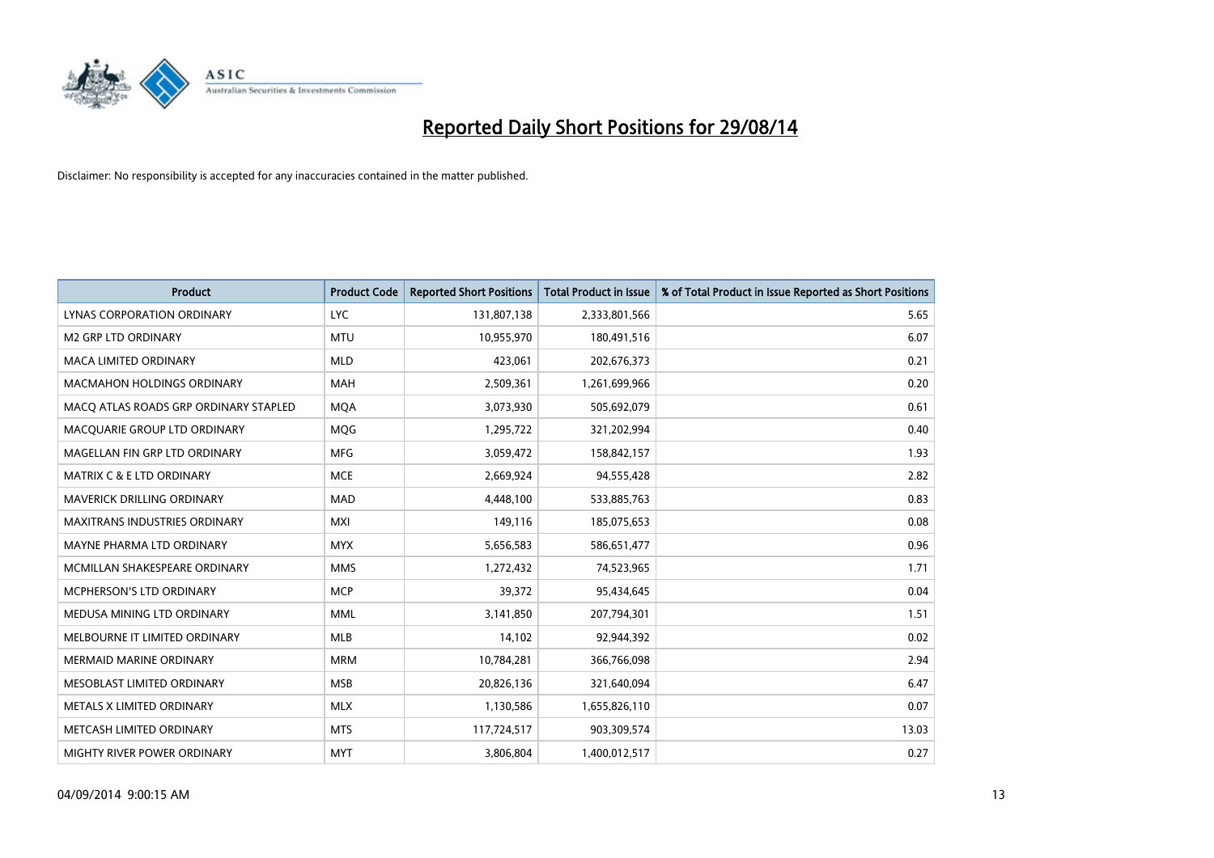# Reported Daily Short Positions for 29/08/14

Disclaimer: No responsibility is accepted for any inaccuracies contained in the matter published.

| Product | Product Code | Reported Short Positions | Total Product in Issue | % of Total Product in Issue Reported as Short Positions |
|---|---|---|---|---|
| LYNAS CORPORATION ORDINARY | LYC | 131,807,138 | 2,333,801,566 | 5.65 |
| M2 GRP LTD ORDINARY | MTU | 10,955,970 | 180,491,516 | 6.07 |
| MACA LIMITED ORDINARY | MLD | 423,061 | 202,676,373 | 0.21 |
| MACMAHON HOLDINGS ORDINARY | MAH | 2,509,361 | 1,261,699,966 | 0.20 |
| MACQ ATLAS ROADS GRP ORDINARY STAPLED | MQA | 3,073,930 | 505,692,079 | 0.61 |
| MACQUARIE GROUP LTD ORDINARY | MQG | 1,295,722 | 321,202,994 | 0.40 |
| MAGELLAN FIN GRP LTD ORDINARY | MFG | 3,059,472 | 158,842,157 | 1.93 |
| MATRIX C & E LTD ORDINARY | MCE | 2,669,924 | 94,555,428 | 2.82 |
| MAVERICK DRILLING ORDINARY | MAD | 4,448,100 | 533,885,763 | 0.83 |
| MAXITRANS INDUSTRIES ORDINARY | MXI | 149,116 | 185,075,653 | 0.08 |
| MAYNE PHARMA LTD ORDINARY | MYX | 5,656,583 | 586,651,477 | 0.96 |
| MCMILLAN SHAKESPEARE ORDINARY | MMS | 1,272,432 | 74,523,965 | 1.71 |
| MCPHERSON'S LTD ORDINARY | MCP | 39,372 | 95,434,645 | 0.04 |
| MEDUSA MINING LTD ORDINARY | MML | 3,141,850 | 207,794,301 | 1.51 |
| MELBOURNE IT LIMITED ORDINARY | MLB | 14,102 | 92,944,392 | 0.02 |
| MERMAID MARINE ORDINARY | MRM | 10,784,281 | 366,766,098 | 2.94 |
| MESOBLAST LIMITED ORDINARY | MSB | 20,826,136 | 321,640,094 | 6.47 |
| METALS X LIMITED ORDINARY | MLX | 1,130,586 | 1,655,826,110 | 0.07 |
| METCASH LIMITED ORDINARY | MTS | 117,724,517 | 903,309,574 | 13.03 |
| MIGHTY RIVER POWER ORDINARY | MYT | 3,806,804 | 1,400,012,517 | 0.27 |

04/09/2014 9:00:15 AM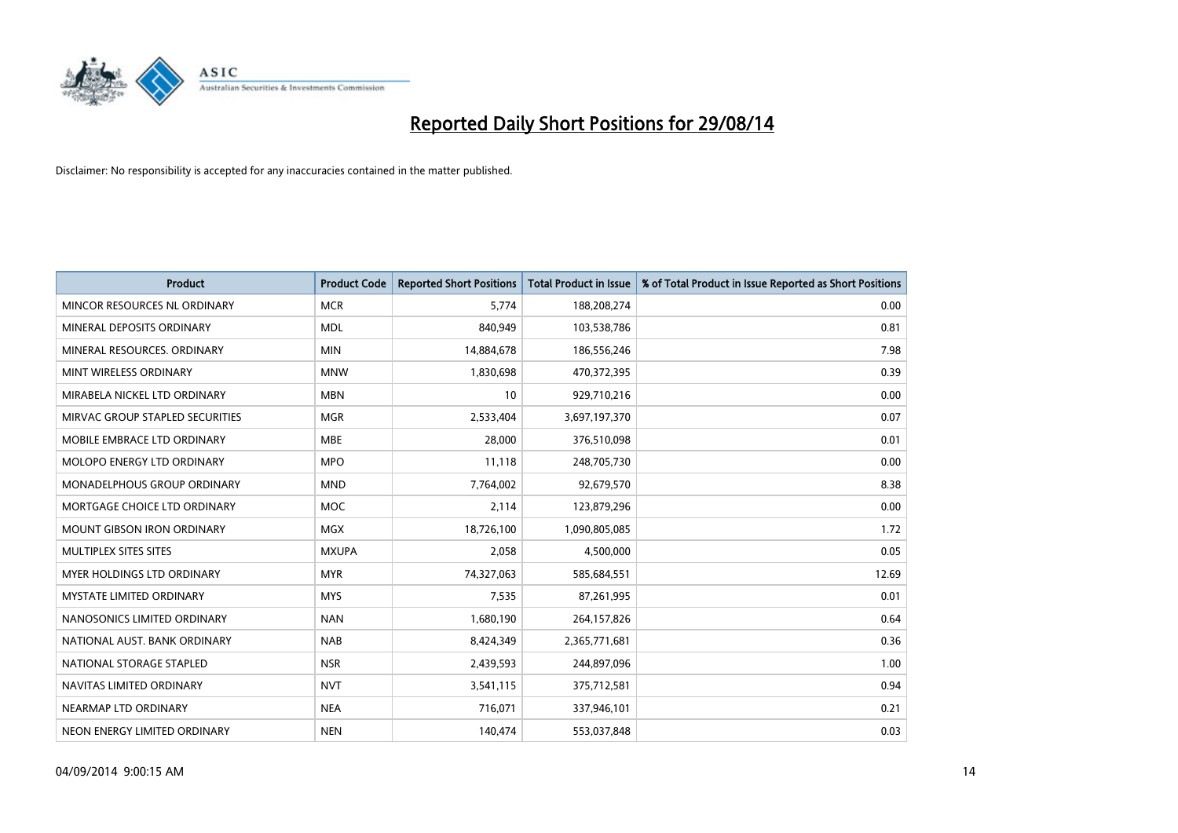# Reported Daily Short Positions for 29/08/14

Disclaimer: No responsibility is accepted for any inaccuracies contained in the matter published.

| Product | Product Code | Reported Short Positions | Total Product in Issue | % of Total Product in Issue Reported as Short Positions |
|---|---|---|---|---|
| MINCOR RESOURCES NL ORDINARY | MCR | 5,774 | 188,208,274 | 0.00 |
| MINERAL DEPOSITS ORDINARY | MDL | 840,949 | 103,538,786 | 0.81 |
| MINERAL RESOURCES. ORDINARY | MIN | 14,884,678 | 186,556,246 | 7.98 |
| MINT WIRELESS ORDINARY | MNW | 1,830,698 | 470,372,395 | 0.39 |
| MIRABELA NICKEL LTD ORDINARY | MBN | 10 | 929,710,216 | 0.00 |
| MIRVAC GROUP STAPLED SECURITIES | MGR | 2,533,404 | 3,697,197,370 | 0.07 |
| MOBILE EMBRACE LTD ORDINARY | MBE | 28,000 | 376,510,098 | 0.01 |
| MOLOPO ENERGY LTD ORDINARY | MPO | 11,118 | 248,705,730 | 0.00 |
| MONADELPHOUS GROUP ORDINARY | MND | 7,764,002 | 92,679,570 | 8.38 |
| MORTGAGE CHOICE LTD ORDINARY | MOC | 2,114 | 123,879,296 | 0.00 |
| MOUNT GIBSON IRON ORDINARY | MGX | 18,726,100 | 1,090,805,085 | 1.72 |
| MULTIPLEX SITES SITES | MXUPA | 2,058 | 4,500,000 | 0.05 |
| MYER HOLDINGS LTD ORDINARY | MYR | 74,327,063 | 585,684,551 | 12.69 |
| MYSTATE LIMITED ORDINARY | MYS | 7,535 | 87,261,995 | 0.01 |
| NANOSONICS LIMITED ORDINARY | NAN | 1,680,190 | 264,157,826 | 0.64 |
| NATIONAL AUST. BANK ORDINARY | NAB | 8,424,349 | 2,365,771,681 | 0.36 |
| NATIONAL STORAGE STAPLED | NSR | 2,439,593 | 244,897,096 | 1.00 |
| NAVITAS LIMITED ORDINARY | NVT | 3,541,115 | 375,712,581 | 0.94 |
| NEARMAP LTD ORDINARY | NEA | 716,071 | 337,946,101 | 0.21 |
| NEON ENERGY LIMITED ORDINARY | NEN | 140,474 | 553,037,848 | 0.03 |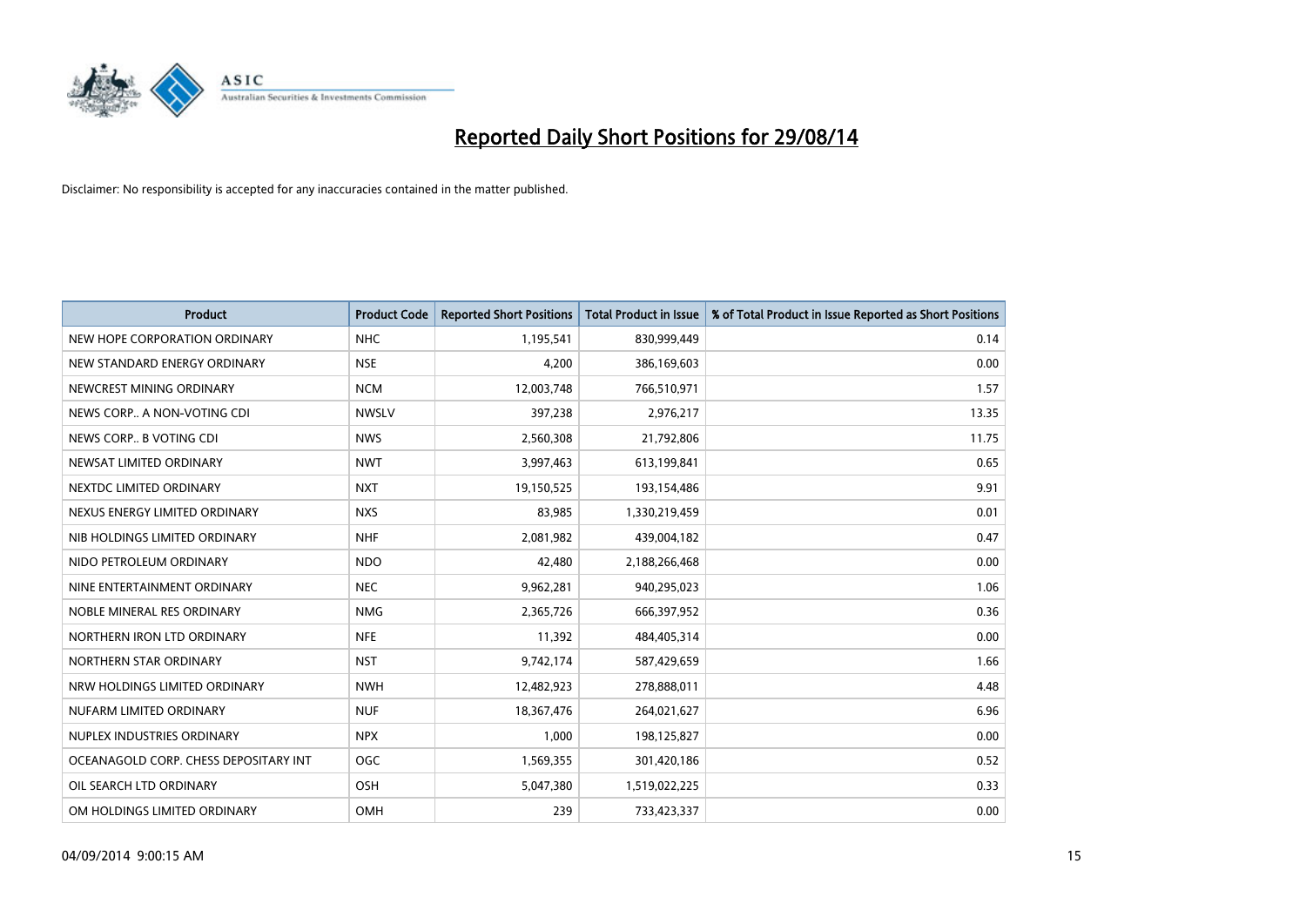# Reported Daily Short Positions for 29/08/14

Disclaimer: No responsibility is accepted for any inaccuracies contained in the matter published.

| Product | Product Code | Reported Short Positions | Total Product in Issue | % of Total Product in Issue Reported as Short Positions |
|---|---|---|---|---|
| NEW HOPE CORPORATION ORDINARY | NHC | 1,195,541 | 830,999,449 | 0.14 |
| NEW STANDARD ENERGY ORDINARY | NSE | 4,200 | 386,169,603 | 0.00 |
| NEWCREST MINING ORDINARY | NCM | 12,003,748 | 766,510,971 | 1.57 |
| NEWS CORP.. A NON-VOTING CDI | NWSLV | 397,238 | 2,976,217 | 13.35 |
| NEWS CORP.. B VOTING CDI | NWS | 2,560,308 | 21,792,806 | 11.75 |
| NEWSAT LIMITED ORDINARY | NWT | 3,997,463 | 613,199,841 | 0.65 |
| NEXTDC LIMITED ORDINARY | NXT | 19,150,525 | 193,154,486 | 9.91 |
| NEXUS ENERGY LIMITED ORDINARY | NXS | 83,985 | 1,330,219,459 | 0.01 |
| NIB HOLDINGS LIMITED ORDINARY | NHF | 2,081,982 | 439,004,182 | 0.47 |
| NIDO PETROLEUM ORDINARY | NDO | 42,480 | 2,188,266,468 | 0.00 |
| NINE ENTERTAINMENT ORDINARY | NEC | 9,962,281 | 940,295,023 | 1.06 |
| NOBLE MINERAL RES ORDINARY | NMG | 2,365,726 | 666,397,952 | 0.36 |
| NORTHERN IRON LTD ORDINARY | NFE | 11,392 | 484,405,314 | 0.00 |
| NORTHERN STAR ORDINARY | NST | 9,742,174 | 587,429,659 | 1.66 |
| NRW HOLDINGS LIMITED ORDINARY | NWH | 12,482,923 | 278,888,011 | 4.48 |
| NUFARM LIMITED ORDINARY | NUF | 18,367,476 | 264,021,627 | 6.96 |
| NUPLEX INDUSTRIES ORDINARY | NPX | 1,000 | 198,125,827 | 0.00 |
| OCEANAGOLD CORP. CHESS DEPOSITARY INT | OGC | 1,569,355 | 301,420,186 | 0.52 |
| OIL SEARCH LTD ORDINARY | OSH | 5,047,380 | 1,519,022,225 | 0.33 |
| OM HOLDINGS LIMITED ORDINARY | OMH | 239 | 733,423,337 | 0.00 |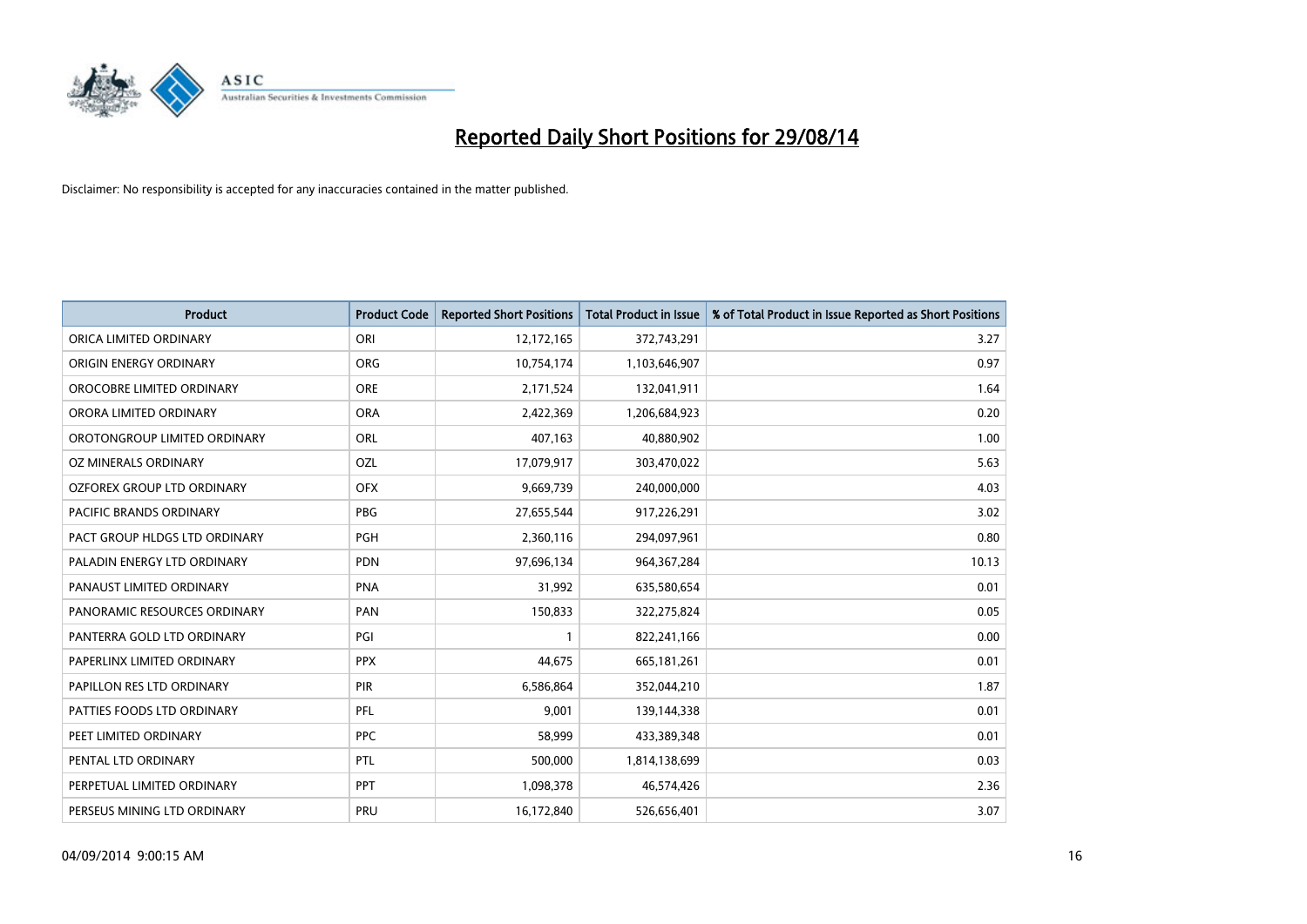# Reported Daily Short Positions for 29/08/14

Disclaimer: No responsibility is accepted for any inaccuracies contained in the matter published.

| Product | Product Code | Reported Short Positions | Total Product in Issue | % of Total Product in Issue Reported as Short Positions |
|---|---|---|---|---|
| ORICA LIMITED ORDINARY | ORI | 12,172,165 | 372,743,291 | 3.27 |
| ORIGIN ENERGY ORDINARY | ORG | 10,754,174 | 1,103,646,907 | 0.97 |
| OROCOBRE LIMITED ORDINARY | ORE | 2,171,524 | 132,041,911 | 1.64 |
| ORORA LIMITED ORDINARY | ORA | 2,422,369 | 1,206,684,923 | 0.20 |
| OROTONGROUP LIMITED ORDINARY | ORL | 407,163 | 40,880,902 | 1.00 |
| OZ MINERALS ORDINARY | OZL | 17,079,917 | 303,470,022 | 5.63 |
| OZFOREX GROUP LTD ORDINARY | OFX | 9,669,739 | 240,000,000 | 4.03 |
| PACIFIC BRANDS ORDINARY | PBG | 27,655,544 | 917,226,291 | 3.02 |
| PACT GROUP HLDGS LTD ORDINARY | PGH | 2,360,116 | 294,097,961 | 0.80 |
| PALADIN ENERGY LTD ORDINARY | PDN | 97,696,134 | 964,367,284 | 10.13 |
| PANAUST LIMITED ORDINARY | PNA | 31,992 | 635,580,654 | 0.01 |
| PANORAMIC RESOURCES ORDINARY | PAN | 150,833 | 322,275,824 | 0.05 |
| PANTERRA GOLD LTD ORDINARY | PGI | 1 | 822,241,166 | 0.00 |
| PAPERLINX LIMITED ORDINARY | PPX | 44,675 | 665,181,261 | 0.01 |
| PAPILLON RES LTD ORDINARY | PIR | 6,586,864 | 352,044,210 | 1.87 |
| PATTIES FOODS LTD ORDINARY | PFL | 9,001 | 139,144,338 | 0.01 |
| PEET LIMITED ORDINARY | PPC | 58,999 | 433,389,348 | 0.01 |
| PENTAL LTD ORDINARY | PTL | 500,000 | 1,814,138,699 | 0.03 |
| PERPETUAL LIMITED ORDINARY | PPT | 1,098,378 | 46,574,426 | 2.36 |
| PERSEUS MINING LTD ORDINARY | PRU | 16,172,840 | 526,656,401 | 3.07 |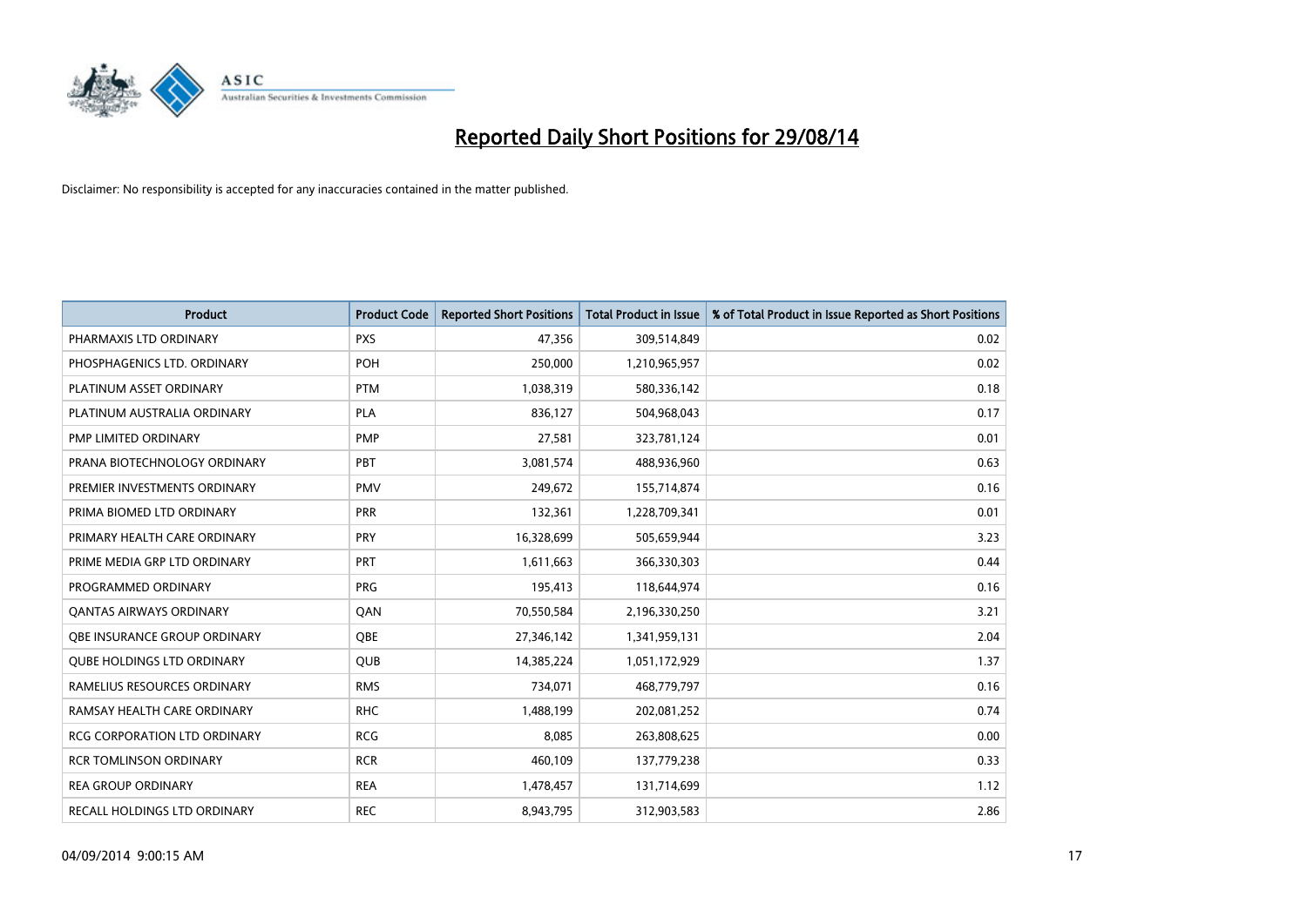# Reported Daily Short Positions for 29/08/14

Disclaimer: No responsibility is accepted for any inaccuracies contained in the matter published.

| Product | Product Code | Reported Short Positions | Total Product in Issue | % of Total Product in Issue Reported as Short Positions |
|---|---|---|---|---|
| PHARMAXIS LTD ORDINARY | PXS | 47,356 | 309,514,849 | 0.02 |
| PHOSPHAGENICS LTD. ORDINARY | POH | 250,000 | 1,210,965,957 | 0.02 |
| PLATINUM ASSET ORDINARY | PTM | 1,038,319 | 580,336,142 | 0.18 |
| PLATINUM AUSTRALIA ORDINARY | PLA | 836,127 | 504,968,043 | 0.17 |
| PMP LIMITED ORDINARY | PMP | 27,581 | 323,781,124 | 0.01 |
| PRANA BIOTECHNOLOGY ORDINARY | PBT | 3,081,574 | 488,936,960 | 0.63 |
| PREMIER INVESTMENTS ORDINARY | PMV | 249,672 | 155,714,874 | 0.16 |
| PRIMA BIOMED LTD ORDINARY | PRR | 132,361 | 1,228,709,341 | 0.01 |
| PRIMARY HEALTH CARE ORDINARY | PRY | 16,328,699 | 505,659,944 | 3.23 |
| PRIME MEDIA GRP LTD ORDINARY | PRT | 1,611,663 | 366,330,303 | 0.44 |
| PROGRAMMED ORDINARY | PRG | 195,413 | 118,644,974 | 0.16 |
| QANTAS AIRWAYS ORDINARY | QAN | 70,550,584 | 2,196,330,250 | 3.21 |
| QBE INSURANCE GROUP ORDINARY | QBE | 27,346,142 | 1,341,959,131 | 2.04 |
| QUBE HOLDINGS LTD ORDINARY | QUB | 14,385,224 | 1,051,172,929 | 1.37 |
| RAMELIUS RESOURCES ORDINARY | RMS | 734,071 | 468,779,797 | 0.16 |
| RAMSAY HEALTH CARE ORDINARY | RHC | 1,488,199 | 202,081,252 | 0.74 |
| RCG CORPORATION LTD ORDINARY | RCG | 8,085 | 263,808,625 | 0.00 |
| RCR TOMLINSON ORDINARY | RCR | 460,109 | 137,779,238 | 0.33 |
| REA GROUP ORDINARY | REA | 1,478,457 | 131,714,699 | 1.12 |
| RECALL HOLDINGS LTD ORDINARY | REC | 8,943,795 | 312,903,583 | 2.86 |

04/09/2014 9:00:15 AM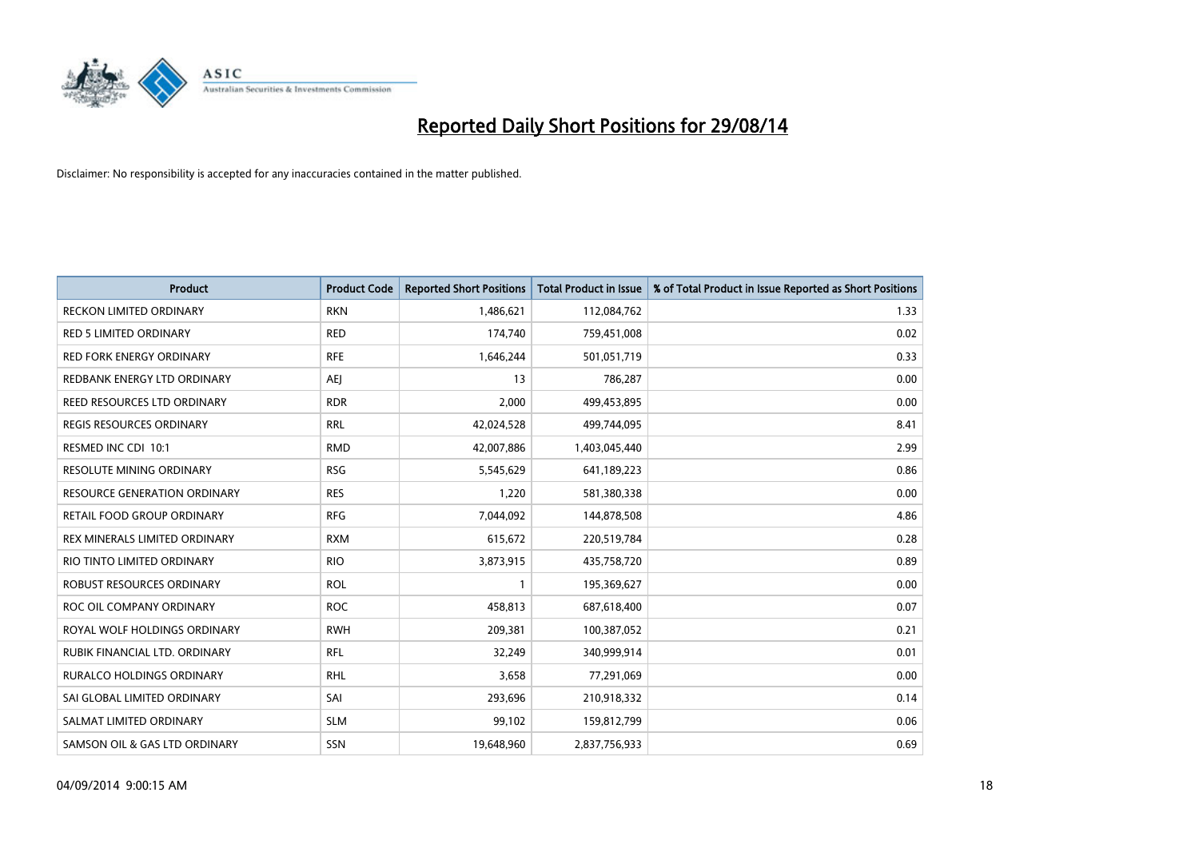# Reported Daily Short Positions for 29/08/14

Disclaimer: No responsibility is accepted for any inaccuracies contained in the matter published.

| Product | Product Code | Reported Short Positions | Total Product in Issue | % of Total Product in Issue Reported as Short Positions |
| --- | --- | --- | --- | --- |
| RECKON LIMITED ORDINARY | RKN | 1,486,621 | 112,084,762 | 1.33 |
| RED 5 LIMITED ORDINARY | RED | 174,740 | 759,451,008 | 0.02 |
| RED FORK ENERGY ORDINARY | RFE | 1,646,244 | 501,051,719 | 0.33 |
| REDBANK ENERGY LTD ORDINARY | AEJ | 13 | 786,287 | 0.00 |
| REED RESOURCES LTD ORDINARY | RDR | 2,000 | 499,453,895 | 0.00 |
| REGIS RESOURCES ORDINARY | RRL | 42,024,528 | 499,744,095 | 8.41 |
| RESMED INC CDI 10:1 | RMD | 42,007,886 | 1,403,045,440 | 2.99 |
| RESOLUTE MINING ORDINARY | RSG | 5,545,629 | 641,189,223 | 0.86 |
| RESOURCE GENERATION ORDINARY | RES | 1,220 | 581,380,338 | 0.00 |
| RETAIL FOOD GROUP ORDINARY | RFG | 7,044,092 | 144,878,508 | 4.86 |
| REX MINERALS LIMITED ORDINARY | RXM | 615,672 | 220,519,784 | 0.28 |
| RIO TINTO LIMITED ORDINARY | RIO | 3,873,915 | 435,758,720 | 0.89 |
| ROBUST RESOURCES ORDINARY | ROL | 1 | 195,369,627 | 0.00 |
| ROC OIL COMPANY ORDINARY | ROC | 458,813 | 687,618,400 | 0.07 |
| ROYAL WOLF HOLDINGS ORDINARY | RWH | 209,381 | 100,387,052 | 0.21 |
| RUBIK FINANCIAL LTD. ORDINARY | RFL | 32,249 | 340,999,914 | 0.01 |
| RURALCO HOLDINGS ORDINARY | RHL | 3,658 | 77,291,069 | 0.00 |
| SAI GLOBAL LIMITED ORDINARY | SAI | 293,696 | 210,918,332 | 0.14 |
| SALMAT LIMITED ORDINARY | SLM | 99,102 | 159,812,799 | 0.06 |
| SAMSON OIL & GAS LTD ORDINARY | SSN | 19,648,960 | 2,837,756,933 | 0.69 |

04/09/2014 9:00:15 AM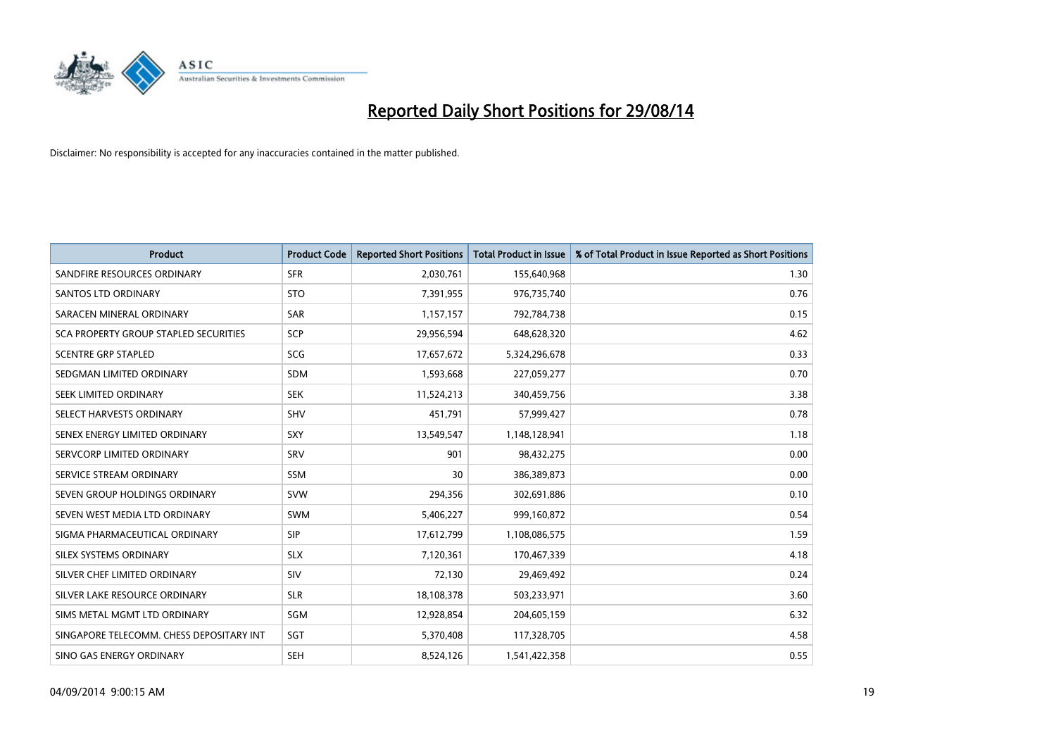# Reported Daily Short Positions for 29/08/14

Disclaimer: No responsibility is accepted for any inaccuracies contained in the matter published.

| Product | Product Code | Reported Short Positions | Total Product in Issue | % of Total Product in Issue Reported as Short Positions |
|---|---|---|---|---|
| SANDFIRE RESOURCES ORDINARY | SFR | 2,030,761 | 155,640,968 | 1.30 |
| SANTOS LTD ORDINARY | STO | 7,391,955 | 976,735,740 | 0.76 |
| SARACEN MINERAL ORDINARY | SAR | 1,157,157 | 792,784,738 | 0.15 |
| SCA PROPERTY GROUP STAPLED SECURITIES | SCP | 29,956,594 | 648,628,320 | 4.62 |
| SCENTRE GRP STAPLED | SCG | 17,657,672 | 5,324,296,678 | 0.33 |
| SEDGMAN LIMITED ORDINARY | SDM | 1,593,668 | 227,059,277 | 0.70 |
| SEEK LIMITED ORDINARY | SEK | 11,524,213 | 340,459,756 | 3.38 |
| SELECT HARVESTS ORDINARY | SHV | 451,791 | 57,999,427 | 0.78 |
| SENEX ENERGY LIMITED ORDINARY | SXY | 13,549,547 | 1,148,128,941 | 1.18 |
| SERVCORP LIMITED ORDINARY | SRV | 901 | 98,432,275 | 0.00 |
| SERVICE STREAM ORDINARY | SSM | 30 | 386,389,873 | 0.00 |
| SEVEN GROUP HOLDINGS ORDINARY | SVW | 294,356 | 302,691,886 | 0.10 |
| SEVEN WEST MEDIA LTD ORDINARY | SWM | 5,406,227 | 999,160,872 | 0.54 |
| SIGMA PHARMACEUTICAL ORDINARY | SIP | 17,612,799 | 1,108,086,575 | 1.59 |
| SILEX SYSTEMS ORDINARY | SLX | 7,120,361 | 170,467,339 | 4.18 |
| SILVER CHEF LIMITED ORDINARY | SIV | 72,130 | 29,469,492 | 0.24 |
| SILVER LAKE RESOURCE ORDINARY | SLR | 18,108,378 | 503,233,971 | 3.60 |
| SIMS METAL MGMT LTD ORDINARY | SGM | 12,928,854 | 204,605,159 | 6.32 |
| SINGAPORE TELECOMM. CHESS DEPOSITARY INT | SGT | 5,370,408 | 117,328,705 | 4.58 |
| SINO GAS ENERGY ORDINARY | SEH | 8,524,126 | 1,541,422,358 | 0.55 |

04/09/2014 9:00:15 AM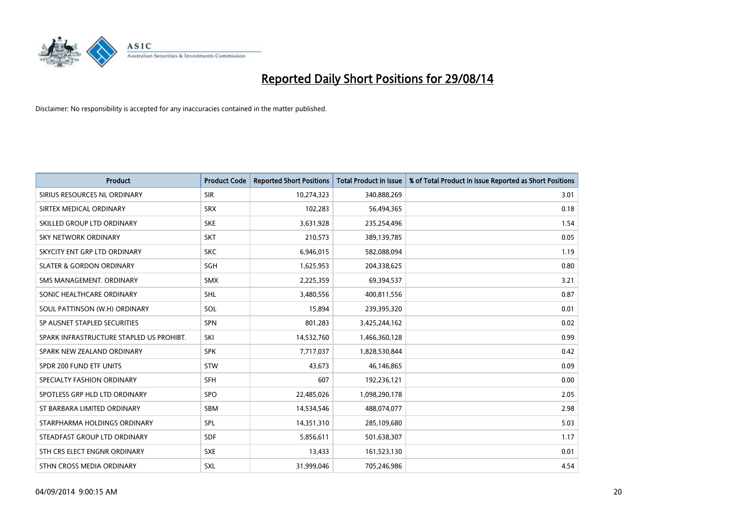# Reported Daily Short Positions for 29/08/14

Disclaimer: No responsibility is accepted for any inaccuracies contained in the matter published.

| Product | Product Code | Reported Short Positions | Total Product in Issue | % of Total Product in Issue Reported as Short Positions |
|---|---|---|---|---|
| SIRIUS RESOURCES NL ORDINARY | SIR | 10,274,323 | 340,888,269 | 3.01 |
| SIRTEX MEDICAL ORDINARY | SRX | 102,283 | 56,494,365 | 0.18 |
| SKILLED GROUP LTD ORDINARY | SKE | 3,631,928 | 235,254,496 | 1.54 |
| SKY NETWORK ORDINARY | SKT | 210,573 | 389,139,785 | 0.05 |
| SKYCITY ENT GRP LTD ORDINARY | SKC | 6,946,015 | 582,088,094 | 1.19 |
| SLATER & GORDON ORDINARY | SGH | 1,625,953 | 204,338,625 | 0.80 |
| SMS MANAGEMENT. ORDINARY | SMX | 2,225,359 | 69,394,537 | 3.21 |
| SONIC HEALTHCARE ORDINARY | SHL | 3,480,556 | 400,811,556 | 0.87 |
| SOUL PATTINSON (W.H) ORDINARY | SOL | 15,894 | 239,395,320 | 0.01 |
| SP AUSNET STAPLED SECURITIES | SPN | 801,283 | 3,425,244,162 | 0.02 |
| SPARK INFRASTRUCTURE STAPLED US PROHIBT. | SKI | 14,532,760 | 1,466,360,128 | 0.99 |
| SPARK NEW ZEALAND ORDINARY | SPK | 7,717,037 | 1,828,530,844 | 0.42 |
| SPDR 200 FUND ETF UNITS | STW | 43,673 | 46,146,865 | 0.09 |
| SPECIALTY FASHION ORDINARY | SFH | 607 | 192,236,121 | 0.00 |
| SPOTLESS GRP HLD LTD ORDINARY | SPO | 22,485,026 | 1,098,290,178 | 2.05 |
| ST BARBARA LIMITED ORDINARY | SBM | 14,534,546 | 488,074,077 | 2.98 |
| STARPHARMA HOLDINGS ORDINARY | SPL | 14,351,310 | 285,109,680 | 5.03 |
| STEADFAST GROUP LTD ORDINARY | SDF | 5,856,611 | 501,638,307 | 1.17 |
| STH CRS ELECT ENGNR ORDINARY | SXE | 13,433 | 161,523,130 | 0.01 |
| STHN CROSS MEDIA ORDINARY | SXL | 31,999,046 | 705,246,986 | 4.54 |

04/09/2014 9:00:15 AM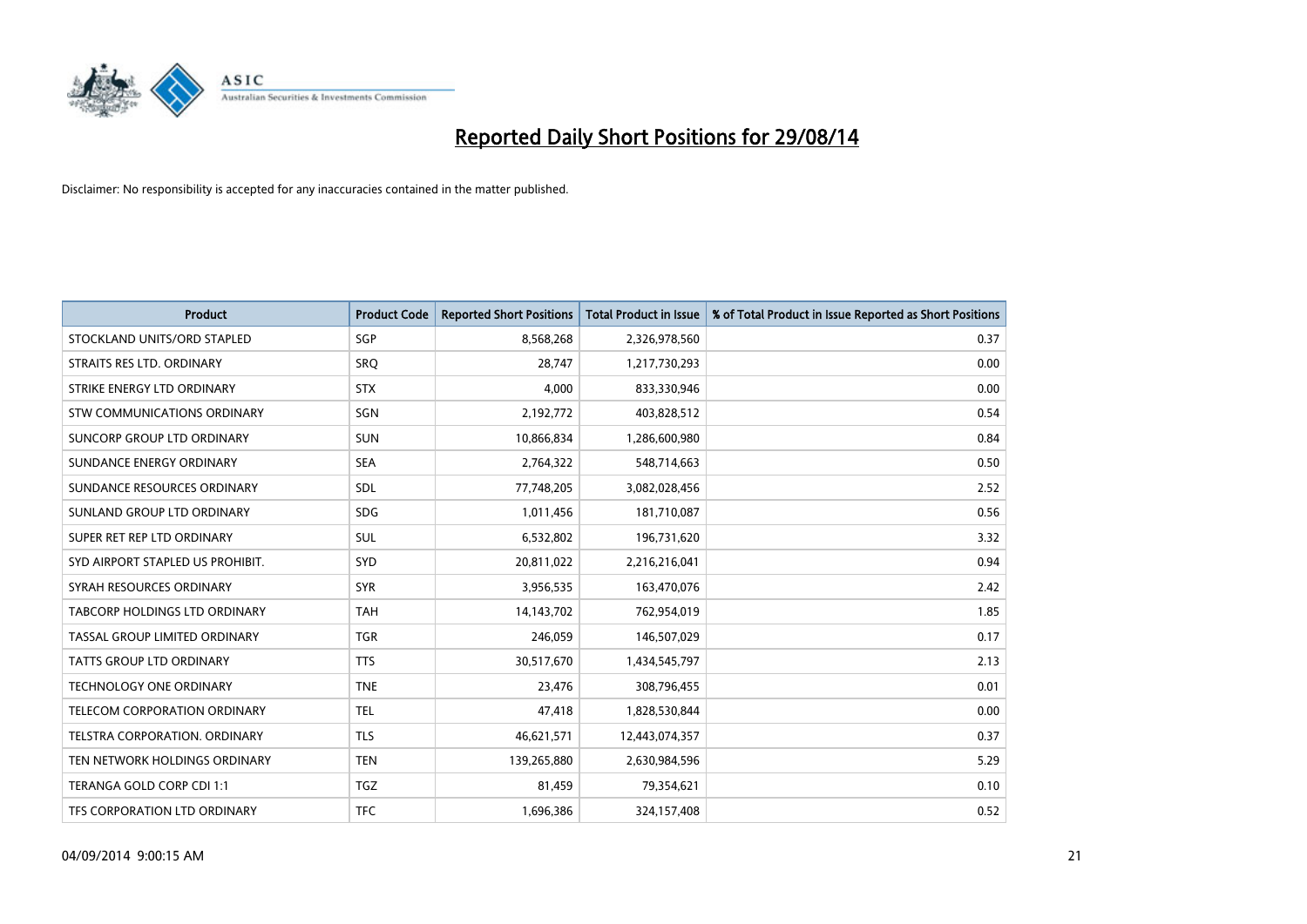# Reported Daily Short Positions for 29/08/14

Disclaimer: No responsibility is accepted for any inaccuracies contained in the matter published.

| Product | Product Code | Reported Short Positions | Total Product in Issue | % of Total Product in Issue Reported as Short Positions |
|---|---|---|---|---|
| STOCKLAND UNITS/ORD STAPLED | SGP | 8,568,268 | 2,326,978,560 | 0.37 |
| STRAITS RES LTD. ORDINARY | SRQ | 28,747 | 1,217,730,293 | 0.00 |
| STRIKE ENERGY LTD ORDINARY | STX | 4,000 | 833,330,946 | 0.00 |
| STW COMMUNICATIONS ORDINARY | SGN | 2,192,772 | 403,828,512 | 0.54 |
| SUNCORP GROUP LTD ORDINARY | SUN | 10,866,834 | 1,286,600,980 | 0.84 |
| SUNDANCE ENERGY ORDINARY | SEA | 2,764,322 | 548,714,663 | 0.50 |
| SUNDANCE RESOURCES ORDINARY | SDL | 77,748,205 | 3,082,028,456 | 2.52 |
| SUNLAND GROUP LTD ORDINARY | SDG | 1,011,456 | 181,710,087 | 0.56 |
| SUPER RET REP LTD ORDINARY | SUL | 6,532,802 | 196,731,620 | 3.32 |
| SYD AIRPORT STAPLED US PROHIBIT. | SYD | 20,811,022 | 2,216,216,041 | 0.94 |
| SYRAH RESOURCES ORDINARY | SYR | 3,956,535 | 163,470,076 | 2.42 |
| TABCORP HOLDINGS LTD ORDINARY | TAH | 14,143,702 | 762,954,019 | 1.85 |
| TASSAL GROUP LIMITED ORDINARY | TGR | 246,059 | 146,507,029 | 0.17 |
| TATTS GROUP LTD ORDINARY | TTS | 30,517,670 | 1,434,545,797 | 2.13 |
| TECHNOLOGY ONE ORDINARY | TNE | 23,476 | 308,796,455 | 0.01 |
| TELECOM CORPORATION ORDINARY | TEL | 47,418 | 1,828,530,844 | 0.00 |
| TELSTRA CORPORATION. ORDINARY | TLS | 46,621,571 | 12,443,074,357 | 0.37 |
| TEN NETWORK HOLDINGS ORDINARY | TEN | 139,265,880 | 2,630,984,596 | 5.29 |
| TERANGA GOLD CORP CDI 1:1 | TGZ | 81,459 | 79,354,621 | 0.10 |
| TFS CORPORATION LTD ORDINARY | TFC | 1,696,386 | 324,157,408 | 0.52 |

04/09/2014 9:00:15 AM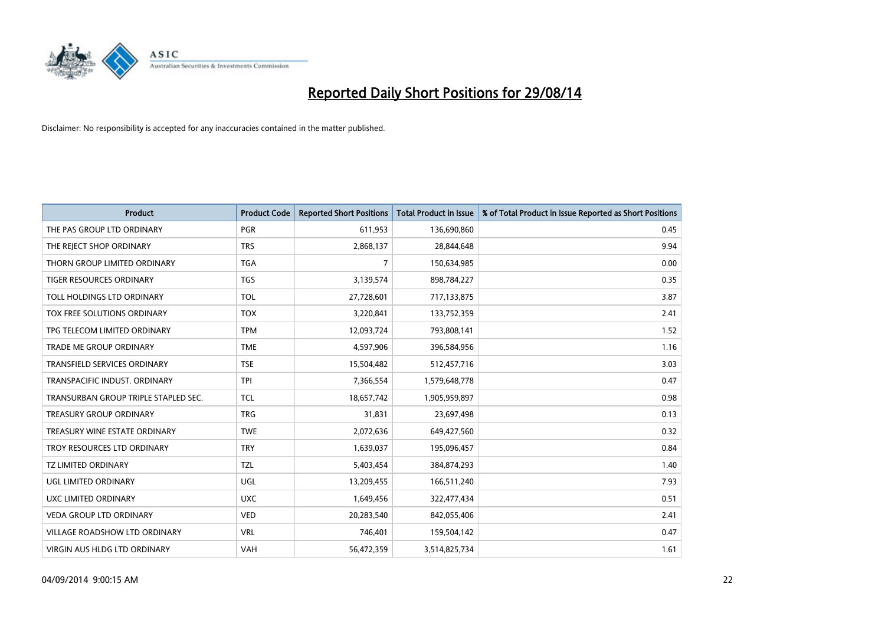# Reported Daily Short Positions for 29/08/14

Disclaimer: No responsibility is accepted for any inaccuracies contained in the matter published.

| Product | Product Code | Reported Short Positions | Total Product in Issue | % of Total Product in Issue Reported as Short Positions |
|---|---|---|---|---|
| THE PAS GROUP LTD ORDINARY | PGR | 611,953 | 136,690,860 | 0.45 |
| THE REJECT SHOP ORDINARY | TRS | 2,868,137 | 28,844,648 | 9.94 |
| THORN GROUP LIMITED ORDINARY | TGA | 7 | 150,634,985 | 0.00 |
| TIGER RESOURCES ORDINARY | TGS | 3,139,574 | 898,784,227 | 0.35 |
| TOLL HOLDINGS LTD ORDINARY | TOL | 27,728,601 | 717,133,875 | 3.87 |
| TOX FREE SOLUTIONS ORDINARY | TOX | 3,220,841 | 133,752,359 | 2.41 |
| TPG TELECOM LIMITED ORDINARY | TPM | 12,093,724 | 793,808,141 | 1.52 |
| TRADE ME GROUP ORDINARY | TME | 4,597,906 | 396,584,956 | 1.16 |
| TRANSFIELD SERVICES ORDINARY | TSE | 15,504,482 | 512,457,716 | 3.03 |
| TRANSPACIFIC INDUST. ORDINARY | TPI | 7,366,554 | 1,579,648,778 | 0.47 |
| TRANSURBAN GROUP TRIPLE STAPLED SEC. | TCL | 18,657,742 | 1,905,959,897 | 0.98 |
| TREASURY GROUP ORDINARY | TRG | 31,831 | 23,697,498 | 0.13 |
| TREASURY WINE ESTATE ORDINARY | TWE | 2,072,636 | 649,427,560 | 0.32 |
| TROY RESOURCES LTD ORDINARY | TRY | 1,639,037 | 195,096,457 | 0.84 |
| TZ LIMITED ORDINARY | TZL | 5,403,454 | 384,874,293 | 1.40 |
| UGL LIMITED ORDINARY | UGL | 13,209,455 | 166,511,240 | 7.93 |
| UXC LIMITED ORDINARY | UXC | 1,649,456 | 322,477,434 | 0.51 |
| VEDA GROUP LTD ORDINARY | VED | 20,283,540 | 842,055,406 | 2.41 |
| VILLAGE ROADSHOW LTD ORDINARY | VRL | 746,401 | 159,504,142 | 0.47 |
| VIRGIN AUS HLDG LTD ORDINARY | VAH | 56,472,359 | 3,514,825,734 | 1.61 |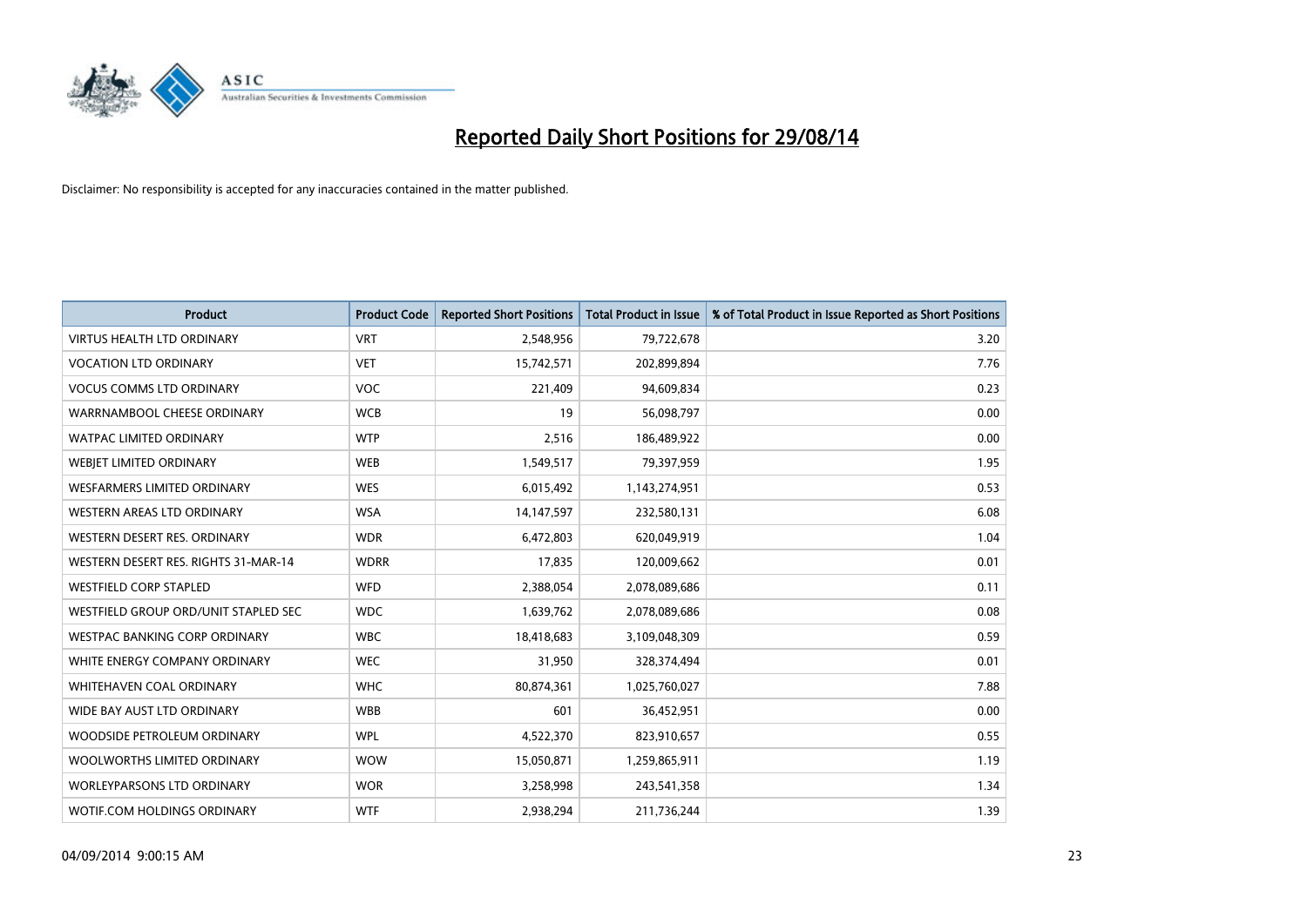# Reported Daily Short Positions for 29/08/14

Disclaimer: No responsibility is accepted for any inaccuracies contained in the matter published.

| Product | Product Code | Reported Short Positions | Total Product in Issue | % of Total Product in Issue Reported as Short Positions |
|---|---|---|---|---|
| VIRTUS HEALTH LTD ORDINARY | VRT | 2,548,956 | 79,722,678 | 3.20 |
| VOCATION LTD ORDINARY | VET | 15,742,571 | 202,899,894 | 7.76 |
| VOCUS COMMS LTD ORDINARY | VOC | 221,409 | 94,609,834 | 0.23 |
| WARRNAMBOOL CHEESE ORDINARY | WCB | 19 | 56,098,797 | 0.00 |
| WATPAC LIMITED ORDINARY | WTP | 2,516 | 186,489,922 | 0.00 |
| WEBJET LIMITED ORDINARY | WEB | 1,549,517 | 79,397,959 | 1.95 |
| WESFARMERS LIMITED ORDINARY | WES | 6,015,492 | 1,143,274,951 | 0.53 |
| WESTERN AREAS LTD ORDINARY | WSA | 14,147,597 | 232,580,131 | 6.08 |
| WESTERN DESERT RES. ORDINARY | WDR | 6,472,803 | 620,049,919 | 1.04 |
| WESTERN DESERT RES. RIGHTS 31-MAR-14 | WDRR | 17,835 | 120,009,662 | 0.01 |
| WESTFIELD CORP STAPLED | WFD | 2,388,054 | 2,078,089,686 | 0.11 |
| WESTFIELD GROUP ORD/UNIT STAPLED SEC | WDC | 1,639,762 | 2,078,089,686 | 0.08 |
| WESTPAC BANKING CORP ORDINARY | WBC | 18,418,683 | 3,109,048,309 | 0.59 |
| WHITE ENERGY COMPANY ORDINARY | WEC | 31,950 | 328,374,494 | 0.01 |
| WHITEHAVEN COAL ORDINARY | WHC | 80,874,361 | 1,025,760,027 | 7.88 |
| WIDE BAY AUST LTD ORDINARY | WBB | 601 | 36,452,951 | 0.00 |
| WOODSIDE PETROLEUM ORDINARY | WPL | 4,522,370 | 823,910,657 | 0.55 |
| WOOLWORTHS LIMITED ORDINARY | WOW | 15,050,871 | 1,259,865,911 | 1.19 |
| WORLEYPARSONS LTD ORDINARY | WOR | 3,258,998 | 243,541,358 | 1.34 |
| WOTIF.COM HOLDINGS ORDINARY | WTF | 2,938,294 | 211,736,244 | 1.39 |

04/09/2014 9:00:15 AM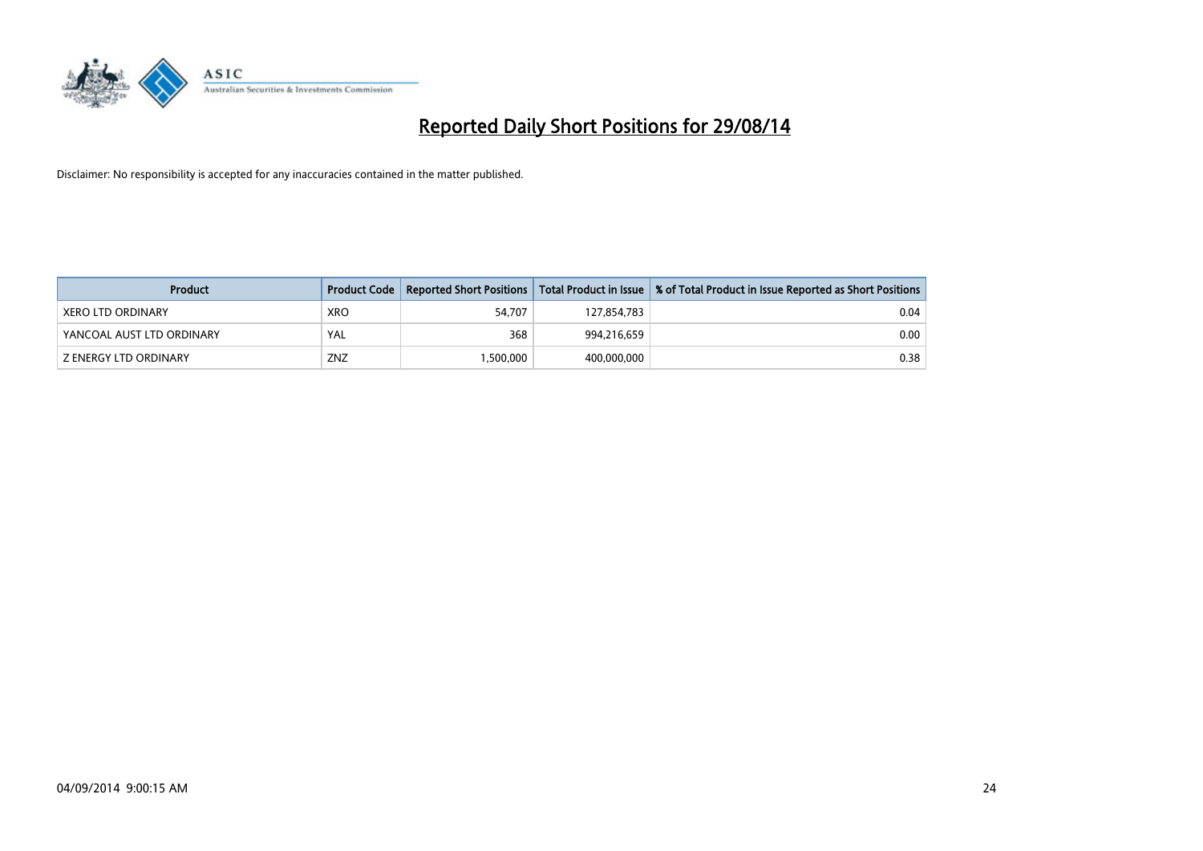# Reported Daily Short Positions for 29/08/14

Disclaimer: No responsibility is accepted for any inaccuracies contained in the matter published.

| Product | Product Code | Reported Short Positions | Total Product in Issue | % of Total Product in Issue Reported as Short Positions |
|---|---|---|---|---|
| XERO LTD ORDINARY | XRO | 54,707 | 127,854,783 | 0.04 |
| YANCOAL AUST LTD ORDINARY | YAL | 368 | 994,216,659 | 0.00 |
| Z ENERGY LTD ORDINARY | ZNZ | 1,500,000 | 400,000,000 | 0.38 |

04/09/2014 9:00:15 AM